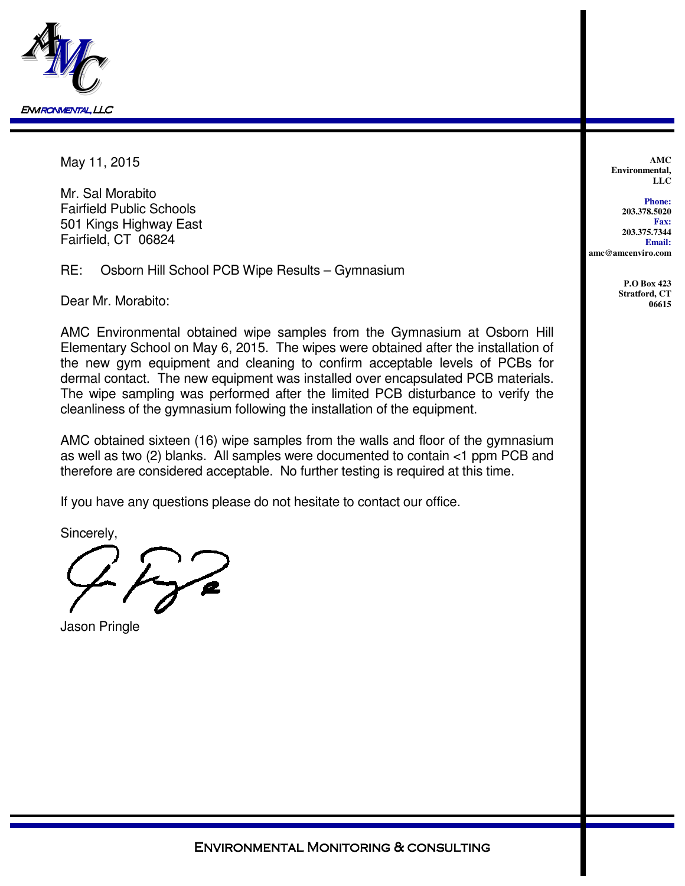AMC Environmental, LLC

AMC Environmental, LLC

**Phone:** 203.378.5020
**Fax:** 203.375.7344
**Email:** amc@amcenviro.com

P.O Box 423
Stratford, CT 06615

May 11, 2015

Mr. Sal Morabito
Fairfield Public Schools
501 Kings Highway East
Fairfield, CT 06824

RE: Osborn Hill School PCB Wipe Results – Gymnasium

Dear Mr. Morabito:

AMC Environmental obtained wipe samples from the Gymnasium at Osborn Hill Elementary School on May 6, 2015. The wipes were obtained after the installation of the new gym equipment and cleaning to confirm acceptable levels of PCBs for dermal contact. The new equipment was installed over encapsulated PCB materials. The wipe sampling was performed after the limited PCB disturbance to verify the cleanliness of the gymnasium following the installation of the equipment.

AMC obtained sixteen (16) wipe samples from the walls and floor of the gymnasium as well as two (2) blanks. All samples were documented to contain <1 ppm PCB and therefore are considered acceptable. No further testing is required at this time.

If you have any questions please do not hesitate to contact our office.

Sincerely,

Jason Pringle

Environmental Monitoring & consulting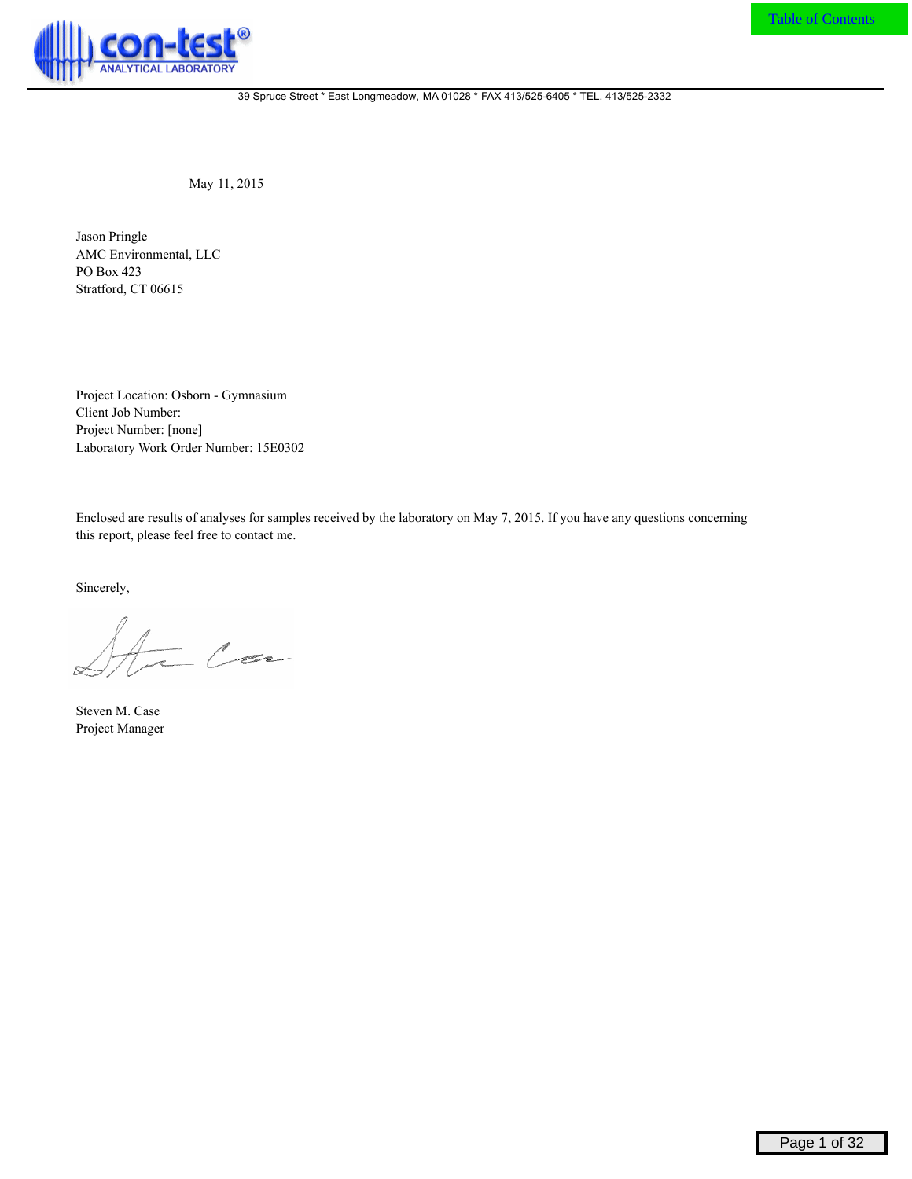39 Spruce Street * East Longmeadow, MA 01028 * FAX 413/525-6405 * TEL. 413/525-2332

May 11, 2015

Jason Pringle
AMC Environmental, LLC
PO Box 423
Stratford, CT 06615

Project Location: Osborn - Gymnasium
Client Job Number:
Project Number: [none]
Laboratory Work Order Number: 15E0302

Enclosed are results of analyses for samples received by the laboratory on May 7, 2015. If you have any questions concerning this report, please feel free to contact me.

Sincerely,

Steven M. Case
Project Manager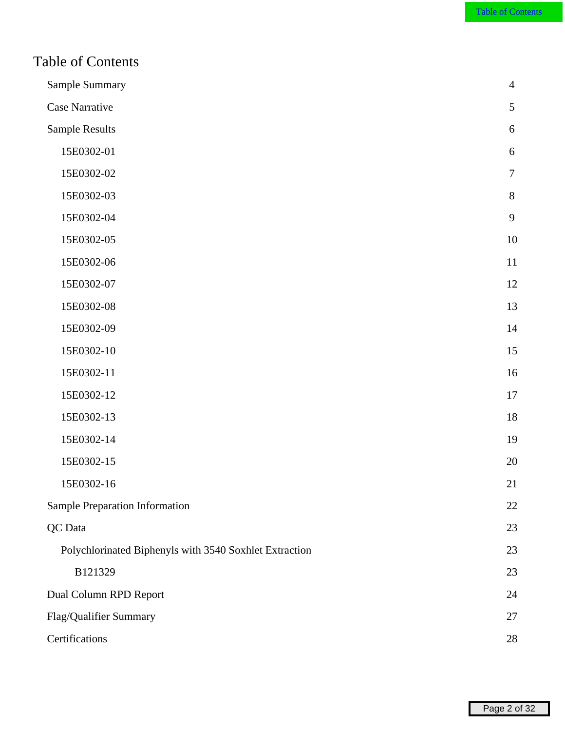# Table of Contents

| | |
|---|---|
| Sample Summary | 4 |
| Case Narrative | 5 |
| Sample Results | 6 |
| 15E0302-01 | 6 |
| 15E0302-02 | 7 |
| 15E0302-03 | 8 |
| 15E0302-04 | 9 |
| 15E0302-05 | 10 |
| 15E0302-06 | 11 |
| 15E0302-07 | 12 |
| 15E0302-08 | 13 |
| 15E0302-09 | 14 |
| 15E0302-10 | 15 |
| 15E0302-11 | 16 |
| 15E0302-12 | 17 |
| 15E0302-13 | 18 |
| 15E0302-14 | 19 |
| 15E0302-15 | 20 |
| 15E0302-16 | 21 |
| Sample Preparation Information | 22 |
| QC Data | 23 |
| Polychlorinated Biphenyls with 3540 Soxhlet Extraction | 23 |
| B121329 | 23 |
| Dual Column RPD Report | 24 |
| Flag/Qualifier Summary | 27 |
| Certifications | 28 |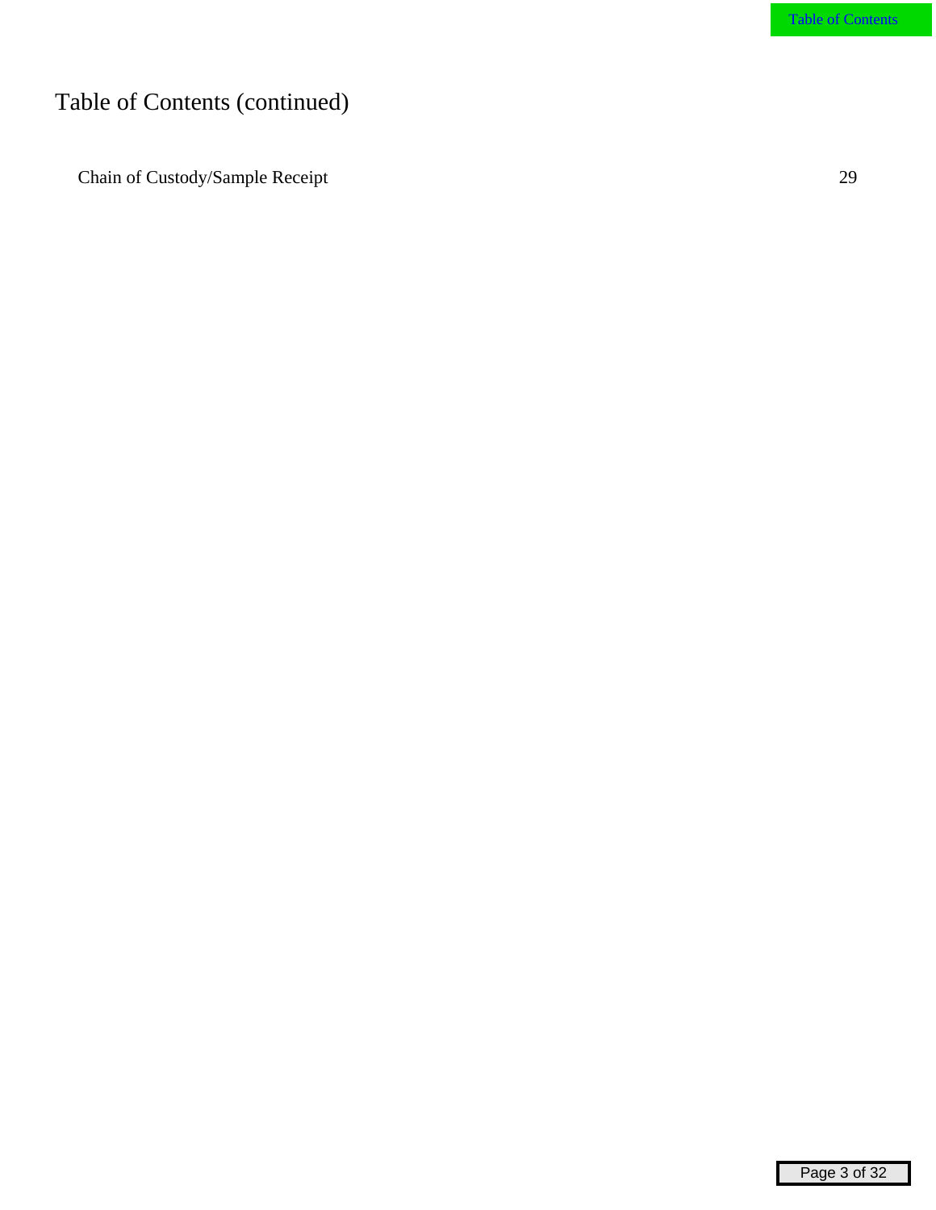# Table of Contents (continued)

| | |
|---|---|
| Chain of Custody/Sample Receipt | 29 |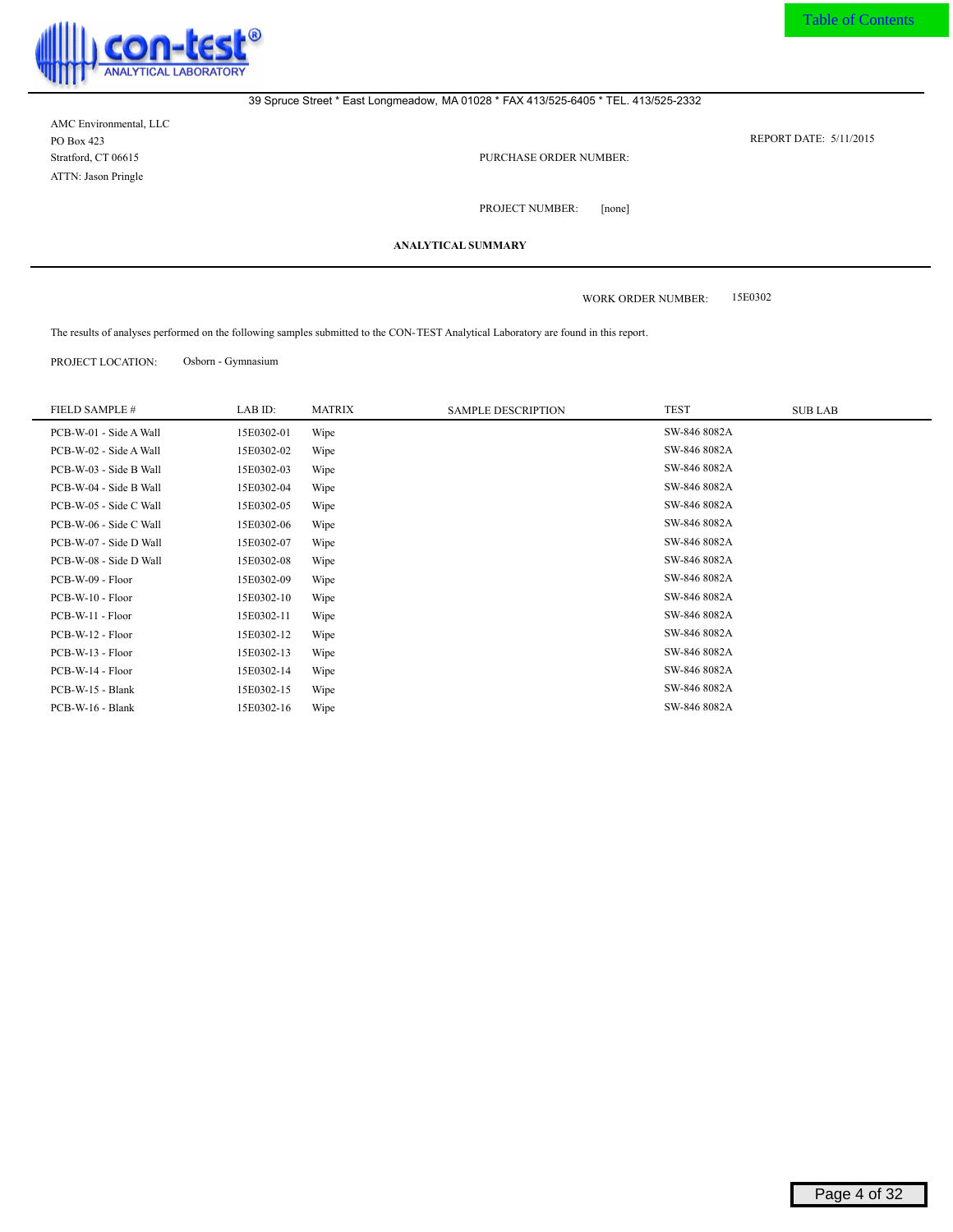Table of Contents

**con-test®**
ANALYTICAL LABORATORY

39 Spruce Street * East Longmeadow, MA 01028 * FAX 413/525-6405 * TEL. 413/525-2332

AMC Environmental, LLC
PO Box 423
Stratford, CT 06615
ATTN: Jason Pringle

REPORT DATE: 5/11/2015

PURCHASE ORDER NUMBER:

PROJECT NUMBER: [none]

## ANALYTICAL SUMMARY

WORK ORDER NUMBER: 15E0302

The results of analyses performed on the following samples submitted to the CON-TEST Analytical Laboratory are found in this report.

PROJECT LOCATION: Osborn - Gymnasium

| FIELD SAMPLE # | LAB ID: | MATRIX | SAMPLE DESCRIPTION | TEST | SUB LAB |
|---|---|---|---|---|---|
| PCB-W-01 - Side A Wall | 15E0302-01 | Wipe | | SW-846 8082A | |
| PCB-W-02 - Side A Wall | 15E0302-02 | Wipe | | SW-846 8082A | |
| PCB-W-03 - Side B Wall | 15E0302-03 | Wipe | | SW-846 8082A | |
| PCB-W-04 - Side B Wall | 15E0302-04 | Wipe | | SW-846 8082A | |
| PCB-W-05 - Side C Wall | 15E0302-05 | Wipe | | SW-846 8082A | |
| PCB-W-06 - Side C Wall | 15E0302-06 | Wipe | | SW-846 8082A | |
| PCB-W-07 - Side D Wall | 15E0302-07 | Wipe | | SW-846 8082A | |
| PCB-W-08 - Side D Wall | 15E0302-08 | Wipe | | SW-846 8082A | |
| PCB-W-09 - Floor | 15E0302-09 | Wipe | | SW-846 8082A | |
| PCB-W-10 - Floor | 15E0302-10 | Wipe | | SW-846 8082A | |
| PCB-W-11 - Floor | 15E0302-11 | Wipe | | SW-846 8082A | |
| PCB-W-12 - Floor | 15E0302-12 | Wipe | | SW-846 8082A | |
| PCB-W-13 - Floor | 15E0302-13 | Wipe | | SW-846 8082A | |
| PCB-W-14 - Floor | 15E0302-14 | Wipe | | SW-846 8082A | |
| PCB-W-15 - Blank | 15E0302-15 | Wipe | | SW-846 8082A | |
| PCB-W-16 - Blank | 15E0302-16 | Wipe | | SW-846 8082A | |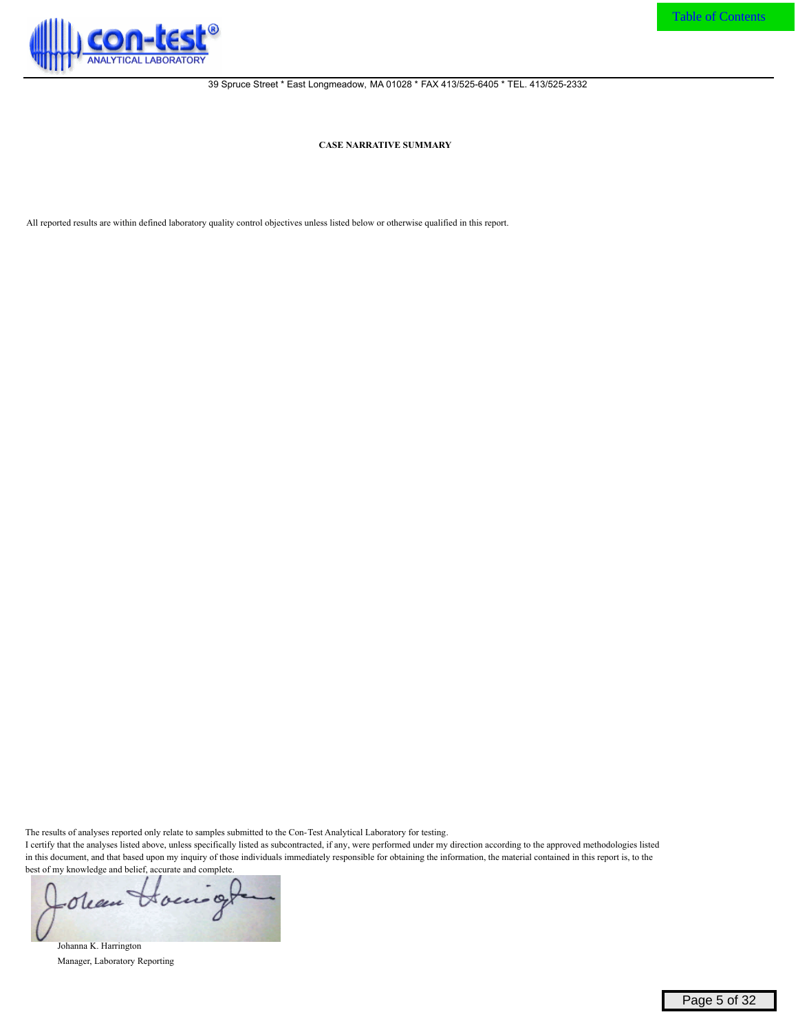39 Spruce Street * East Longmeadow, MA 01028 * FAX 413/525-6405 * TEL. 413/525-2332

**CASE NARRATIVE SUMMARY**

All reported results are within defined laboratory quality control objectives unless listed below or otherwise qualified in this report.

The results of analyses reported only relate to samples submitted to the Con-Test Analytical Laboratory for testing.

I certify that the analyses listed above, unless specifically listed as subcontracted, if any, were performed under my direction according to the approved methodologies listed in this document, and that based upon my inquiry of those individuals immediately responsible for obtaining the information, the material contained in this report is, to the best of my knowledge and belief, accurate and complete.

Johanna K. Harrington

Manager, Laboratory Reporting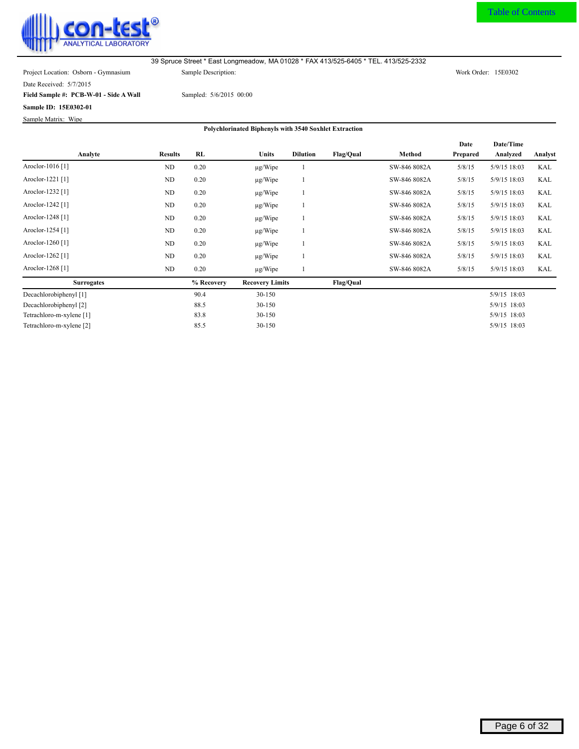39 Spruce Street * East Longmeadow, MA 01028 * FAX 413/525-6405 * TEL. 413/525-2332

Project Location: Osborn - Gymnasium

Sample Description:

Work Order: 15E0302

Date Received: 5/7/2015

**Field Sample #: PCB-W-01 - Side A Wall**

Sampled: 5/6/2015 00:00

**Sample ID: 15E0302-01**

Sample Matrix: Wipe

**Polychlorinated Biphenyls with 3540 Soxhlet Extraction**

| Analyte | Results | RL | Units | Dilution | Flag/Qual | Method | Date Prepared | Date/Time Analyzed | Analyst |
|---|---|---|---|---|---|---|---|---|---|
| Aroclor-1016 [1] | ND | 0.20 | μg/Wipe | 1 | | SW-846 8082A | 5/8/15 | 5/9/15 18:03 | KAL |
| Aroclor-1221 [1] | ND | 0.20 | μg/Wipe | 1 | | SW-846 8082A | 5/8/15 | 5/9/15 18:03 | KAL |
| Aroclor-1232 [1] | ND | 0.20 | μg/Wipe | 1 | | SW-846 8082A | 5/8/15 | 5/9/15 18:03 | KAL |
| Aroclor-1242 [1] | ND | 0.20 | μg/Wipe | 1 | | SW-846 8082A | 5/8/15 | 5/9/15 18:03 | KAL |
| Aroclor-1248 [1] | ND | 0.20 | μg/Wipe | 1 | | SW-846 8082A | 5/8/15 | 5/9/15 18:03 | KAL |
| Aroclor-1254 [1] | ND | 0.20 | μg/Wipe | 1 | | SW-846 8082A | 5/8/15 | 5/9/15 18:03 | KAL |
| Aroclor-1260 [1] | ND | 0.20 | μg/Wipe | 1 | | SW-846 8082A | 5/8/15 | 5/9/15 18:03 | KAL |
| Aroclor-1262 [1] | ND | 0.20 | μg/Wipe | 1 | | SW-846 8082A | 5/8/15 | 5/9/15 18:03 | KAL |
| Aroclor-1268 [1] | ND | 0.20 | μg/Wipe | 1 | | SW-846 8082A | 5/8/15 | 5/9/15 18:03 | KAL |

| Surrogates | % Recovery | Recovery Limits | Flag/Qual | |
|---|---|---|---|---|
| Decachlorobiphenyl [1] | 90.4 | 30-150 | | 5/9/15 18:03 |
| Decachlorobiphenyl [2] | 88.5 | 30-150 | | 5/9/15 18:03 |
| Tetrachloro-m-xylene [1] | 83.8 | 30-150 | | 5/9/15 18:03 |
| Tetrachloro-m-xylene [2] | 85.5 | 30-150 | | 5/9/15 18:03 |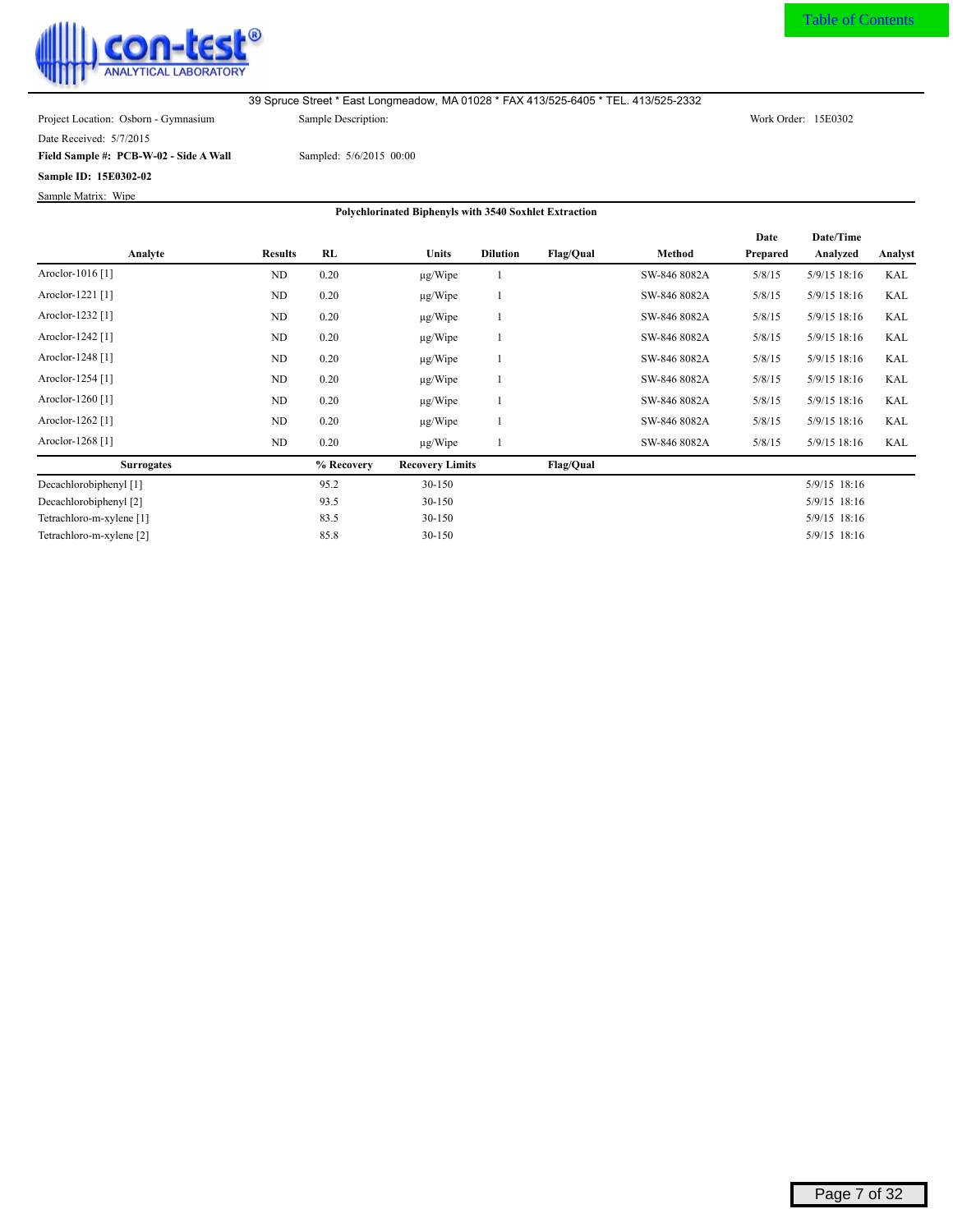con-test® ANALYTICAL LABORATORY

Table of Contents

39 Spruce Street * East Longmeadow, MA 01028 * FAX 413/525-6405 * TEL. 413/525-2332

Project Location: Osborn - Gymnasium | Sample Description: | Work Order: 15E0302

Date Received: 5/7/2015

**Field Sample #: PCB-W-02 - Side A Wall** | Sampled: 5/6/2015 00:00

**Sample ID: 15E0302-02**

Sample Matrix: Wipe

**Polychlorinated Biphenyls with 3540 Soxhlet Extraction**

| Analyte | Results | RL | Units | Dilution | Flag/Qual | Method | Date Prepared | Date/Time Analyzed | Analyst |
|---|---|---|---|---|---|---|---|---|---|
| Aroclor-1016 [1] | ND | 0.20 | µg/Wipe | 1 | | SW-846 8082A | 5/8/15 | 5/9/15 18:16 | KAL |
| Aroclor-1221 [1] | ND | 0.20 | µg/Wipe | 1 | | SW-846 8082A | 5/8/15 | 5/9/15 18:16 | KAL |
| Aroclor-1232 [1] | ND | 0.20 | µg/Wipe | 1 | | SW-846 8082A | 5/8/15 | 5/9/15 18:16 | KAL |
| Aroclor-1242 [1] | ND | 0.20 | µg/Wipe | 1 | | SW-846 8082A | 5/8/15 | 5/9/15 18:16 | KAL |
| Aroclor-1248 [1] | ND | 0.20 | µg/Wipe | 1 | | SW-846 8082A | 5/8/15 | 5/9/15 18:16 | KAL |
| Aroclor-1254 [1] | ND | 0.20 | µg/Wipe | 1 | | SW-846 8082A | 5/8/15 | 5/9/15 18:16 | KAL |
| Aroclor-1260 [1] | ND | 0.20 | µg/Wipe | 1 | | SW-846 8082A | 5/8/15 | 5/9/15 18:16 | KAL |
| Aroclor-1262 [1] | ND | 0.20 | µg/Wipe | 1 | | SW-846 8082A | 5/8/15 | 5/9/15 18:16 | KAL |
| Aroclor-1268 [1] | ND | 0.20 | µg/Wipe | 1 | | SW-846 8082A | 5/8/15 | 5/9/15 18:16 | KAL |

| Surrogates | % Recovery | Recovery Limits | Flag/Qual | Date/Time Analyzed |
|---|---|---|---|---|
| Decachlorobiphenyl [1] | 95.2 | 30-150 | | 5/9/15 18:16 |
| Decachlorobiphenyl [2] | 93.5 | 30-150 | | 5/9/15 18:16 |
| Tetrachloro-m-xylene [1] | 83.5 | 30-150 | | 5/9/15 18:16 |
| Tetrachloro-m-xylene [2] | 85.8 | 30-150 | | 5/9/15 18:16 |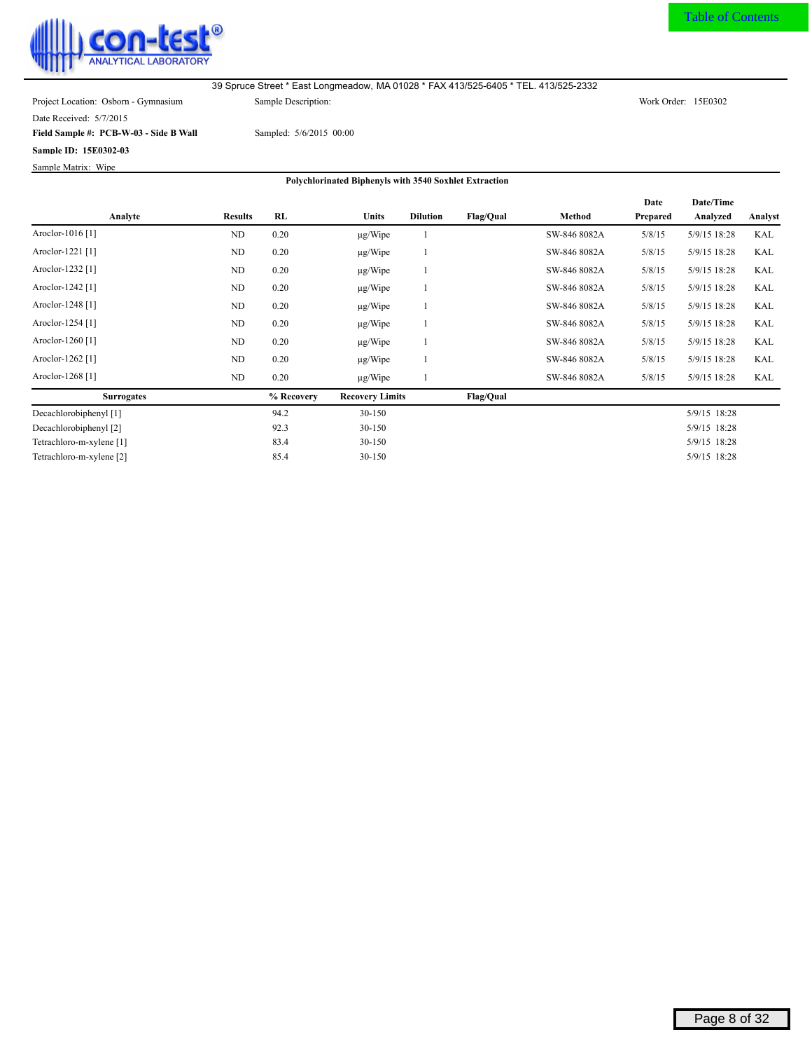Table of Contents

con-test® ANALYTICAL LABORATORY

39 Spruce Street * East Longmeadow, MA 01028 * FAX 413/525-6405 * TEL. 413/525-2332

Project Location: Osborn - Gymnasium

Sample Description:

Work Order: 15E0302

Date Received: 5/7/2015

**Field Sample #: PCB-W-03 - Side B Wall**

Sampled: 5/6/2015 00:00

**Sample ID: 15E0302-03**

Sample Matrix: Wipe

**Polychlorinated Biphenyls with 3540 Soxhlet Extraction**

| Analyte | Results | RL | Units | Dilution | Flag/Qual | Method | Date Prepared | Date/Time Analyzed | Analyst |
|---|---|---|---|---|---|---|---|---|---|
| Aroclor-1016 [1] | ND | 0.20 | µg/Wipe | 1 | | SW-846 8082A | 5/8/15 | 5/9/15 18:28 | KAL |
| Aroclor-1221 [1] | ND | 0.20 | µg/Wipe | 1 | | SW-846 8082A | 5/8/15 | 5/9/15 18:28 | KAL |
| Aroclor-1232 [1] | ND | 0.20 | µg/Wipe | 1 | | SW-846 8082A | 5/8/15 | 5/9/15 18:28 | KAL |
| Aroclor-1242 [1] | ND | 0.20 | µg/Wipe | 1 | | SW-846 8082A | 5/8/15 | 5/9/15 18:28 | KAL |
| Aroclor-1248 [1] | ND | 0.20 | µg/Wipe | 1 | | SW-846 8082A | 5/8/15 | 5/9/15 18:28 | KAL |
| Aroclor-1254 [1] | ND | 0.20 | µg/Wipe | 1 | | SW-846 8082A | 5/8/15 | 5/9/15 18:28 | KAL |
| Aroclor-1260 [1] | ND | 0.20 | µg/Wipe | 1 | | SW-846 8082A | 5/8/15 | 5/9/15 18:28 | KAL |
| Aroclor-1262 [1] | ND | 0.20 | µg/Wipe | 1 | | SW-846 8082A | 5/8/15 | 5/9/15 18:28 | KAL |
| Aroclor-1268 [1] | ND | 0.20 | µg/Wipe | 1 | | SW-846 8082A | 5/8/15 | 5/9/15 18:28 | KAL |

| Surrogates | % Recovery | Recovery Limits | Flag/Qual | Date/Time Analyzed |
|---|---|---|---|---|
| Decachlorobiphenyl [1] | 94.2 | 30-150 | | 5/9/15 18:28 |
| Decachlorobiphenyl [2] | 92.3 | 30-150 | | 5/9/15 18:28 |
| Tetrachloro-m-xylene [1] | 83.4 | 30-150 | | 5/9/15 18:28 |
| Tetrachloro-m-xylene [2] | 85.4 | 30-150 | | 5/9/15 18:28 |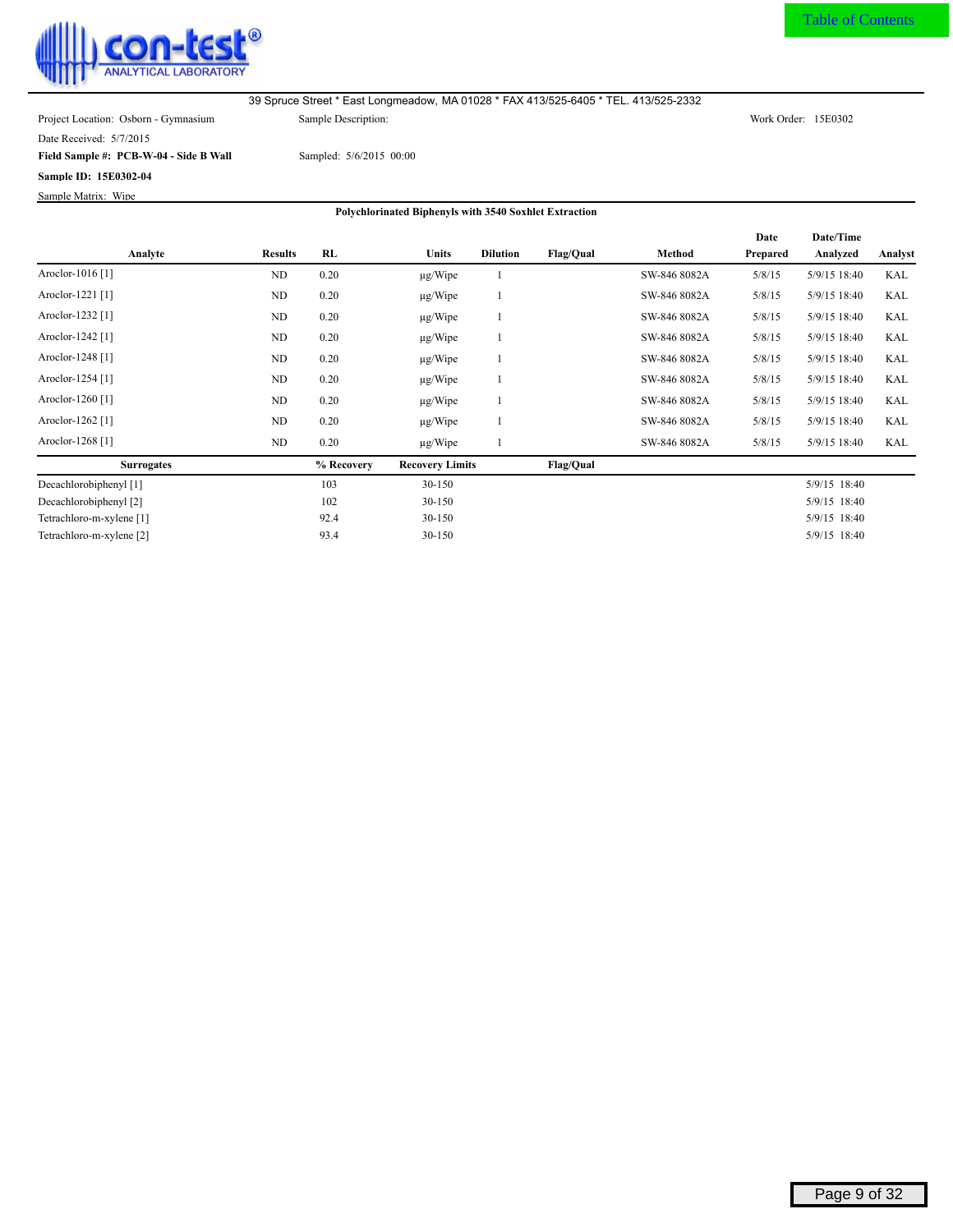con-test ANALYTICAL LABORATORY

Table of Contents

39 Spruce Street * East Longmeadow, MA 01028 * FAX 413/525-6405 * TEL. 413/525-2332

Project Location: Osborn - Gymnasium | Sample Description: | Work Order: 15E0302

Date Received: 5/7/2015

**Field Sample #: PCB-W-04 - Side B Wall** | Sampled: 5/6/2015 00:00

**Sample ID: 15E0302-04**

Sample Matrix: Wipe

**Polychlorinated Biphenyls with 3540 Soxhlet Extraction**

| Analyte | Results | RL | Units | Dilution | Flag/Qual | Method | Date Prepared | Date/Time Analyzed | Analyst |
|---|---|---|---|---|---|---|---|---|---|
| Aroclor-1016 [1] | ND | 0.20 | µg/Wipe | 1 | | SW-846 8082A | 5/8/15 | 5/9/15 18:40 | KAL |
| Aroclor-1221 [1] | ND | 0.20 | µg/Wipe | 1 | | SW-846 8082A | 5/8/15 | 5/9/15 18:40 | KAL |
| Aroclor-1232 [1] | ND | 0.20 | µg/Wipe | 1 | | SW-846 8082A | 5/8/15 | 5/9/15 18:40 | KAL |
| Aroclor-1242 [1] | ND | 0.20 | µg/Wipe | 1 | | SW-846 8082A | 5/8/15 | 5/9/15 18:40 | KAL |
| Aroclor-1248 [1] | ND | 0.20 | µg/Wipe | 1 | | SW-846 8082A | 5/8/15 | 5/9/15 18:40 | KAL |
| Aroclor-1254 [1] | ND | 0.20 | µg/Wipe | 1 | | SW-846 8082A | 5/8/15 | 5/9/15 18:40 | KAL |
| Aroclor-1260 [1] | ND | 0.20 | µg/Wipe | 1 | | SW-846 8082A | 5/8/15 | 5/9/15 18:40 | KAL |
| Aroclor-1262 [1] | ND | 0.20 | µg/Wipe | 1 | | SW-846 8082A | 5/8/15 | 5/9/15 18:40 | KAL |
| Aroclor-1268 [1] | ND | 0.20 | µg/Wipe | 1 | | SW-846 8082A | 5/8/15 | 5/9/15 18:40 | KAL |

| Surrogates | % Recovery | Recovery Limits | Flag/Qual | Date/Time Analyzed |
|---|---|---|---|---|
| Decachlorobiphenyl [1] | 103 | 30-150 | | 5/9/15 18:40 |
| Decachlorobiphenyl [2] | 102 | 30-150 | | 5/9/15 18:40 |
| Tetrachloro-m-xylene [1] | 92.4 | 30-150 | | 5/9/15 18:40 |
| Tetrachloro-m-xylene [2] | 93.4 | 30-150 | | 5/9/15 18:40 |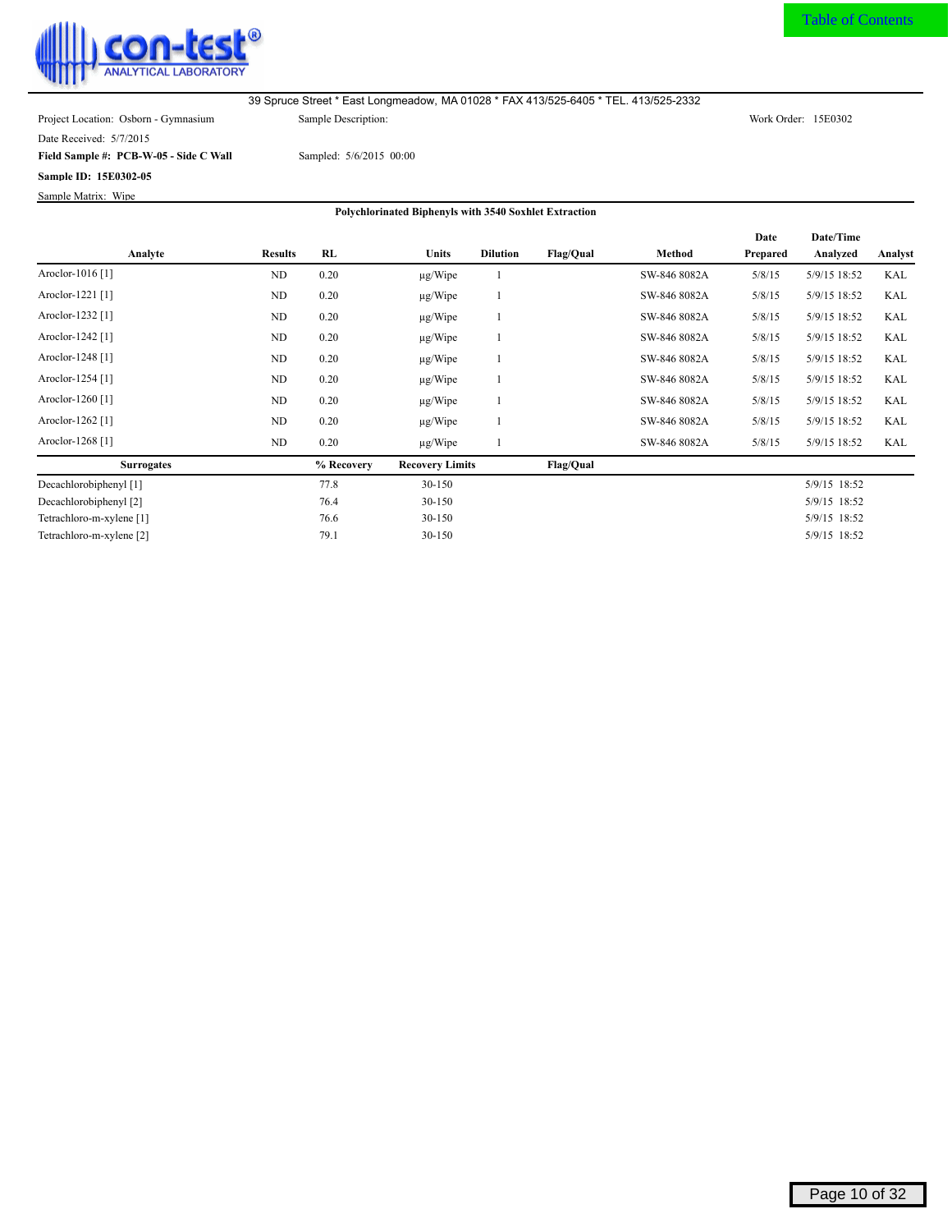39 Spruce Street * East Longmeadow, MA 01028 * FAX 413/525-6405 * TEL. 413/525-2332

Project Location: Osborn - Gymnasium

Sample Description:

Work Order: 15E0302

Date Received: 5/7/2015

**Field Sample #: PCB-W-05 - Side C Wall**

Sampled: 5/6/2015 00:00

**Sample ID: 15E0302-05**

Sample Matrix: Wipe

**Polychlorinated Biphenyls with 3540 Soxhlet Extraction**

| Analyte | Results | RL | Units | Dilution | Flag/Qual | Method | Date Prepared | Date/Time Analyzed | Analyst |
|---|---|---|---|---|---|---|---|---|---|
| Aroclor-1016 [1] | ND | 0.20 | μg/Wipe | 1 | | SW-846 8082A | 5/8/15 | 5/9/15 18:52 | KAL |
| Aroclor-1221 [1] | ND | 0.20 | μg/Wipe | 1 | | SW-846 8082A | 5/8/15 | 5/9/15 18:52 | KAL |
| Aroclor-1232 [1] | ND | 0.20 | μg/Wipe | 1 | | SW-846 8082A | 5/8/15 | 5/9/15 18:52 | KAL |
| Aroclor-1242 [1] | ND | 0.20 | μg/Wipe | 1 | | SW-846 8082A | 5/8/15 | 5/9/15 18:52 | KAL |
| Aroclor-1248 [1] | ND | 0.20 | μg/Wipe | 1 | | SW-846 8082A | 5/8/15 | 5/9/15 18:52 | KAL |
| Aroclor-1254 [1] | ND | 0.20 | μg/Wipe | 1 | | SW-846 8082A | 5/8/15 | 5/9/15 18:52 | KAL |
| Aroclor-1260 [1] | ND | 0.20 | μg/Wipe | 1 | | SW-846 8082A | 5/8/15 | 5/9/15 18:52 | KAL |
| Aroclor-1262 [1] | ND | 0.20 | μg/Wipe | 1 | | SW-846 8082A | 5/8/15 | 5/9/15 18:52 | KAL |
| Aroclor-1268 [1] | ND | 0.20 | μg/Wipe | 1 | | SW-846 8082A | 5/8/15 | 5/9/15 18:52 | KAL |

| Surrogates | % Recovery | Recovery Limits | Flag/Qual | Date/Time Analyzed |
|---|---|---|---|---|
| Decachlorobiphenyl [1] | 77.8 | 30-150 | | 5/9/15 18:52 |
| Decachlorobiphenyl [2] | 76.4 | 30-150 | | 5/9/15 18:52 |
| Tetrachloro-m-xylene [1] | 76.6 | 30-150 | | 5/9/15 18:52 |
| Tetrachloro-m-xylene [2] | 79.1 | 30-150 | | 5/9/15 18:52 |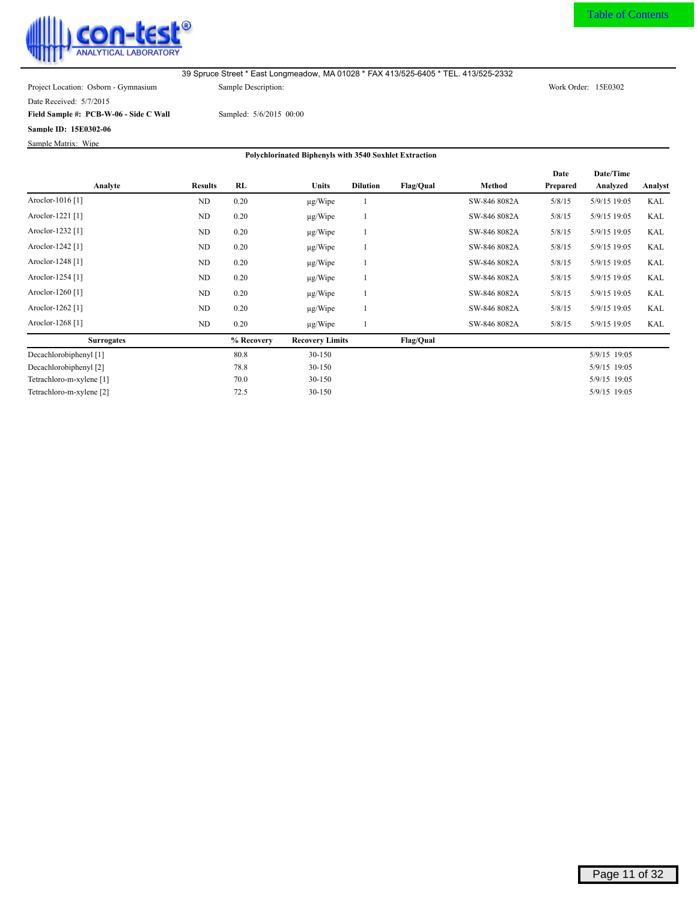con-test® ANALYTICAL LABORATORY

39 Spruce Street * East Longmeadow, MA 01028 * FAX 413/525-6405 * TEL. 413/525-2332

Project Location: Osborn - Gymnasium

Sample Description:

Work Order: 15E0302

Date Received: 5/7/2015

**Field Sample #: PCB-W-06 - Side C Wall**

Sampled: 5/6/2015 00:00

**Sample ID: 15E0302-06**

Sample Matrix: Wipe

### Polychlorinated Biphenyls with 3540 Soxhlet Extraction

| Analyte | Results | RL | Units | Dilution | Flag/Qual | Method | Date Prepared | Date/Time Analyzed | Analyst |
|---|---|---|---|---|---|---|---|---|---|
| Aroclor-1016 [1] | ND | 0.20 | µg/Wipe | 1 | | SW-846 8082A | 5/8/15 | 5/9/15 19:05 | KAL |
| Aroclor-1221 [1] | ND | 0.20 | µg/Wipe | 1 | | SW-846 8082A | 5/8/15 | 5/9/15 19:05 | KAL |
| Aroclor-1232 [1] | ND | 0.20 | µg/Wipe | 1 | | SW-846 8082A | 5/8/15 | 5/9/15 19:05 | KAL |
| Aroclor-1242 [1] | ND | 0.20 | µg/Wipe | 1 | | SW-846 8082A | 5/8/15 | 5/9/15 19:05 | KAL |
| Aroclor-1248 [1] | ND | 0.20 | µg/Wipe | 1 | | SW-846 8082A | 5/8/15 | 5/9/15 19:05 | KAL |
| Aroclor-1254 [1] | ND | 0.20 | µg/Wipe | 1 | | SW-846 8082A | 5/8/15 | 5/9/15 19:05 | KAL |
| Aroclor-1260 [1] | ND | 0.20 | µg/Wipe | 1 | | SW-846 8082A | 5/8/15 | 5/9/15 19:05 | KAL |
| Aroclor-1262 [1] | ND | 0.20 | µg/Wipe | 1 | | SW-846 8082A | 5/8/15 | 5/9/15 19:05 | KAL |
| Aroclor-1268 [1] | ND | 0.20 | µg/Wipe | 1 | | SW-846 8082A | 5/8/15 | 5/9/15 19:05 | KAL |

| Surrogates | % Recovery | Recovery Limits | Flag/Qual | Date/Time Analyzed |
|---|---|---|---|---|
| Decachlorobiphenyl [1] | 80.8 | 30-150 | | 5/9/15 19:05 |
| Decachlorobiphenyl [2] | 78.8 | 30-150 | | 5/9/15 19:05 |
| Tetrachloro-m-xylene [1] | 70.0 | 30-150 | | 5/9/15 19:05 |
| Tetrachloro-m-xylene [2] | 72.5 | 30-150 | | 5/9/15 19:05 |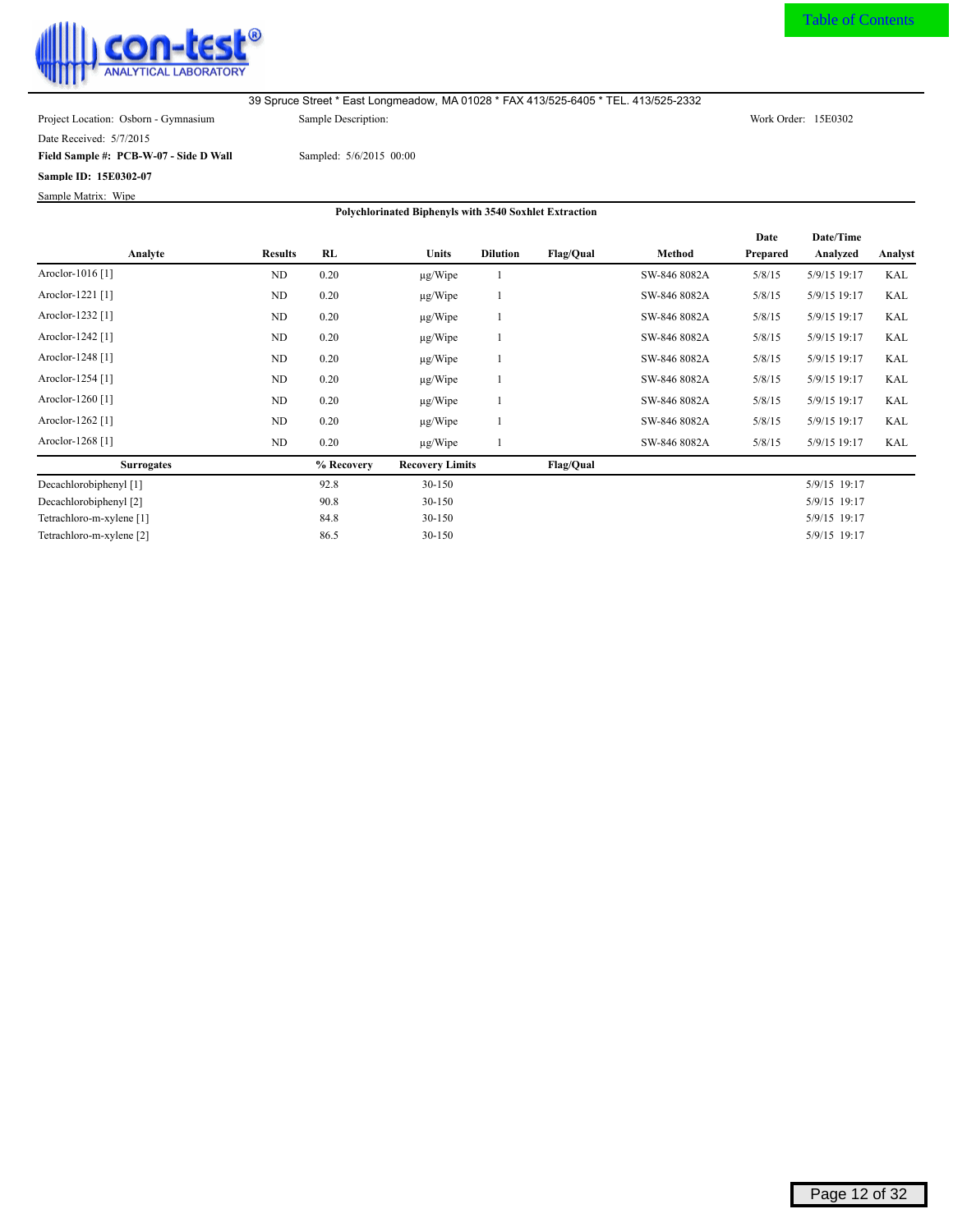39 Spruce Street * East Longmeadow, MA 01028 * FAX 413/525-6405 * TEL. 413/525-2332

Project Location: Osborn - Gymnasium | Sample Description: | Work Order: 15E0302

Date Received: 5/7/2015

**Field Sample #: PCB-W-07 - Side D Wall** | Sampled: 5/6/2015 00:00

**Sample ID: 15E0302-07**

Sample Matrix: Wipe

**Polychlorinated Biphenyls with 3540 Soxhlet Extraction**

| Analyte | Results | RL | Units | Dilution | Flag/Qual | Method | Date Prepared | Date/Time Analyzed | Analyst |
|---|---|---|---|---|---|---|---|---|---|
| Aroclor-1016 [1] | ND | 0.20 | µg/Wipe | 1 | | SW-846 8082A | 5/8/15 | 5/9/15 19:17 | KAL |
| Aroclor-1221 [1] | ND | 0.20 | µg/Wipe | 1 | | SW-846 8082A | 5/8/15 | 5/9/15 19:17 | KAL |
| Aroclor-1232 [1] | ND | 0.20 | µg/Wipe | 1 | | SW-846 8082A | 5/8/15 | 5/9/15 19:17 | KAL |
| Aroclor-1242 [1] | ND | 0.20 | µg/Wipe | 1 | | SW-846 8082A | 5/8/15 | 5/9/15 19:17 | KAL |
| Aroclor-1248 [1] | ND | 0.20 | µg/Wipe | 1 | | SW-846 8082A | 5/8/15 | 5/9/15 19:17 | KAL |
| Aroclor-1254 [1] | ND | 0.20 | µg/Wipe | 1 | | SW-846 8082A | 5/8/15 | 5/9/15 19:17 | KAL |
| Aroclor-1260 [1] | ND | 0.20 | µg/Wipe | 1 | | SW-846 8082A | 5/8/15 | 5/9/15 19:17 | KAL |
| Aroclor-1262 [1] | ND | 0.20 | µg/Wipe | 1 | | SW-846 8082A | 5/8/15 | 5/9/15 19:17 | KAL |
| Aroclor-1268 [1] | ND | 0.20 | µg/Wipe | 1 | | SW-846 8082A | 5/8/15 | 5/9/15 19:17 | KAL |

| Surrogates | % Recovery | Recovery Limits | Flag/Qual | Date/Time Analyzed |
|---|---|---|---|---|
| Decachlorobiphenyl [1] | 92.8 | 30-150 | | 5/9/15 19:17 |
| Decachlorobiphenyl [2] | 90.8 | 30-150 | | 5/9/15 19:17 |
| Tetrachloro-m-xylene [1] | 84.8 | 30-150 | | 5/9/15 19:17 |
| Tetrachloro-m-xylene [2] | 86.5 | 30-150 | | 5/9/15 19:17 |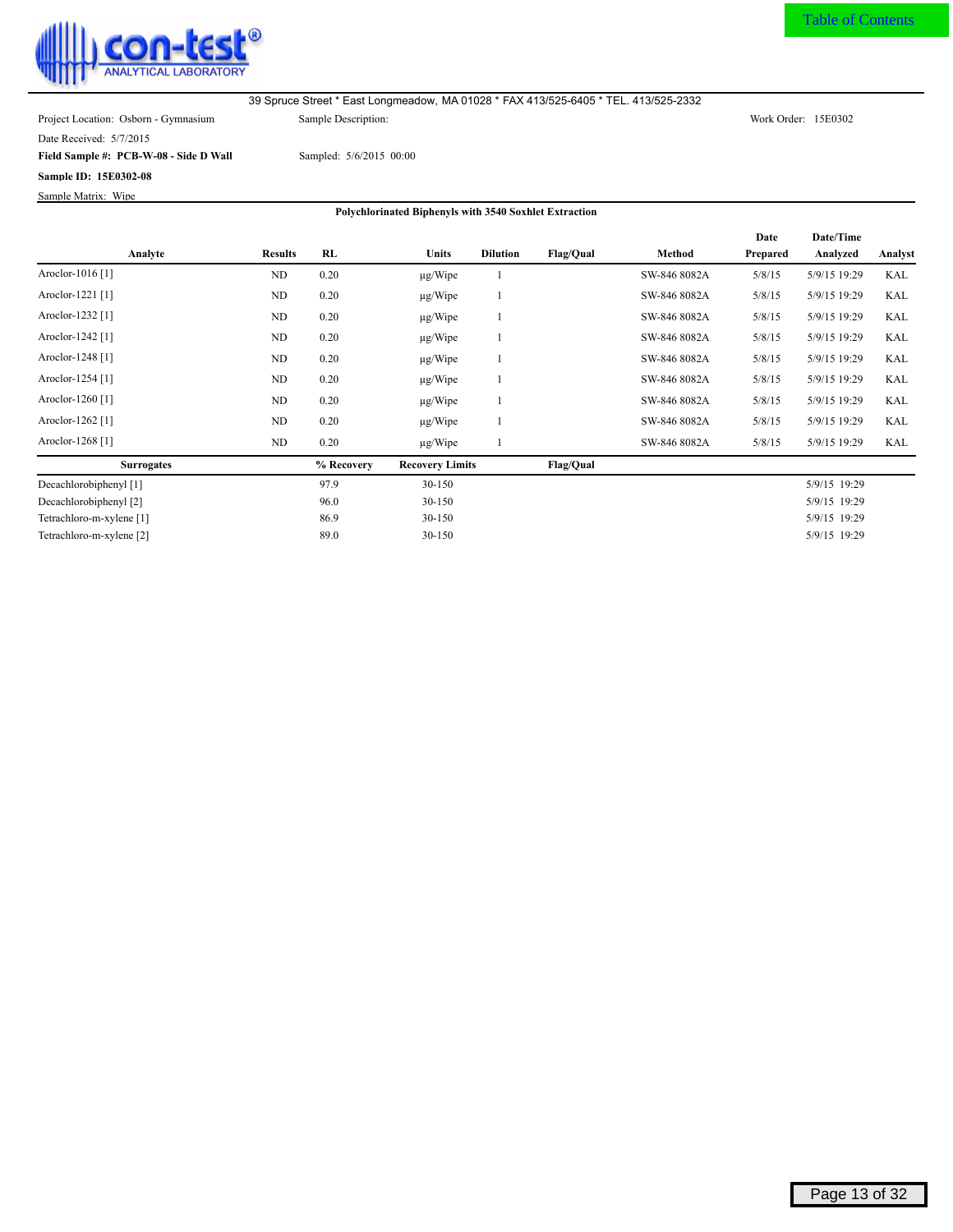con-test® ANALYTICAL LABORATORY

39 Spruce Street * East Longmeadow, MA 01028 * FAX 413/525-6405 * TEL. 413/525-2332

Project Location: Osborn - Gymnasium

Sample Description:

Work Order: 15E0302

Date Received: 5/7/2015

**Field Sample #: PCB-W-08 - Side D Wall**

Sampled: 5/6/2015 00:00

**Sample ID: 15E0302-08**

Sample Matrix: Wipe

**Polychlorinated Biphenyls with 3540 Soxhlet Extraction**

| Analyte | Results | RL | Units | Dilution | Flag/Qual | Method | Date Prepared | Date/Time Analyzed | Analyst |
|---|---|---|---|---|---|---|---|---|---|
| Aroclor-1016 [1] | ND | 0.20 | µg/Wipe | 1 | | SW-846 8082A | 5/8/15 | 5/9/15 19:29 | KAL |
| Aroclor-1221 [1] | ND | 0.20 | µg/Wipe | 1 | | SW-846 8082A | 5/8/15 | 5/9/15 19:29 | KAL |
| Aroclor-1232 [1] | ND | 0.20 | µg/Wipe | 1 | | SW-846 8082A | 5/8/15 | 5/9/15 19:29 | KAL |
| Aroclor-1242 [1] | ND | 0.20 | µg/Wipe | 1 | | SW-846 8082A | 5/8/15 | 5/9/15 19:29 | KAL |
| Aroclor-1248 [1] | ND | 0.20 | µg/Wipe | 1 | | SW-846 8082A | 5/8/15 | 5/9/15 19:29 | KAL |
| Aroclor-1254 [1] | ND | 0.20 | µg/Wipe | 1 | | SW-846 8082A | 5/8/15 | 5/9/15 19:29 | KAL |
| Aroclor-1260 [1] | ND | 0.20 | µg/Wipe | 1 | | SW-846 8082A | 5/8/15 | 5/9/15 19:29 | KAL |
| Aroclor-1262 [1] | ND | 0.20 | µg/Wipe | 1 | | SW-846 8082A | 5/8/15 | 5/9/15 19:29 | KAL |
| Aroclor-1268 [1] | ND | 0.20 | µg/Wipe | 1 | | SW-846 8082A | 5/8/15 | 5/9/15 19:29 | KAL |

| Surrogates | % Recovery | Recovery Limits | Flag/Qual | Date/Time Analyzed |
|---|---|---|---|---|
| Decachlorobiphenyl [1] | 97.9 | 30-150 | | 5/9/15 19:29 |
| Decachlorobiphenyl [2] | 96.0 | 30-150 | | 5/9/15 19:29 |
| Tetrachloro-m-xylene [1] | 86.9 | 30-150 | | 5/9/15 19:29 |
| Tetrachloro-m-xylene [2] | 89.0 | 30-150 | | 5/9/15 19:29 |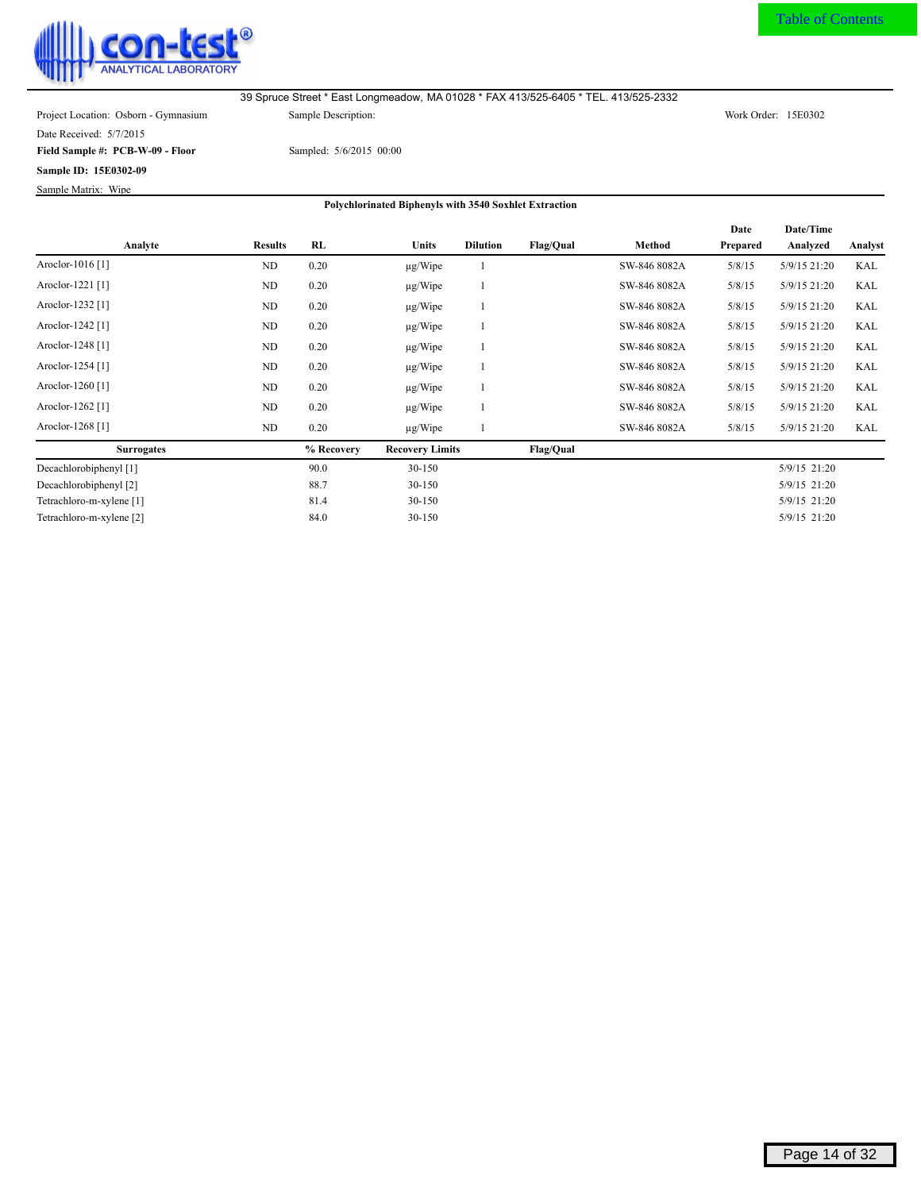con-test® ANALYTICAL LABORATORY

Table of Contents

39 Spruce Street * East Longmeadow, MA 01028 * FAX 413/525-6405 * TEL. 413/525-2332

Project Location: Osborn - Gymnasium | Sample Description: | Work Order: 15E0302

Date Received: 5/7/2015

**Field Sample #: PCB-W-09 - Floor** | Sampled: 5/6/2015 00:00

**Sample ID: 15E0302-09**

Sample Matrix: Wipe

**Polychlorinated Biphenyls with 3540 Soxhlet Extraction**

| Analyte | Results | RL | Units | Dilution | Flag/Qual | Method | Date Prepared | Date/Time Analyzed | Analyst |
|---|---|---|---|---|---|---|---|---|---|
| Aroclor-1016 [1] | ND | 0.20 | µg/Wipe | 1 | | SW-846 8082A | 5/8/15 | 5/9/15 21:20 | KAL |
| Aroclor-1221 [1] | ND | 0.20 | µg/Wipe | 1 | | SW-846 8082A | 5/8/15 | 5/9/15 21:20 | KAL |
| Aroclor-1232 [1] | ND | 0.20 | µg/Wipe | 1 | | SW-846 8082A | 5/8/15 | 5/9/15 21:20 | KAL |
| Aroclor-1242 [1] | ND | 0.20 | µg/Wipe | 1 | | SW-846 8082A | 5/8/15 | 5/9/15 21:20 | KAL |
| Aroclor-1248 [1] | ND | 0.20 | µg/Wipe | 1 | | SW-846 8082A | 5/8/15 | 5/9/15 21:20 | KAL |
| Aroclor-1254 [1] | ND | 0.20 | µg/Wipe | 1 | | SW-846 8082A | 5/8/15 | 5/9/15 21:20 | KAL |
| Aroclor-1260 [1] | ND | 0.20 | µg/Wipe | 1 | | SW-846 8082A | 5/8/15 | 5/9/15 21:20 | KAL |
| Aroclor-1262 [1] | ND | 0.20 | µg/Wipe | 1 | | SW-846 8082A | 5/8/15 | 5/9/15 21:20 | KAL |
| Aroclor-1268 [1] | ND | 0.20 | µg/Wipe | 1 | | SW-846 8082A | 5/8/15 | 5/9/15 21:20 | KAL |

| Surrogates | % Recovery | Recovery Limits | Flag/Qual | Date/Time Analyzed |
|---|---|---|---|---|
| Decachlorobiphenyl [1] | 90.0 | 30-150 | | 5/9/15 21:20 |
| Decachlorobiphenyl [2] | 88.7 | 30-150 | | 5/9/15 21:20 |
| Tetrachloro-m-xylene [1] | 81.4 | 30-150 | | 5/9/15 21:20 |
| Tetrachloro-m-xylene [2] | 84.0 | 30-150 | | 5/9/15 21:20 |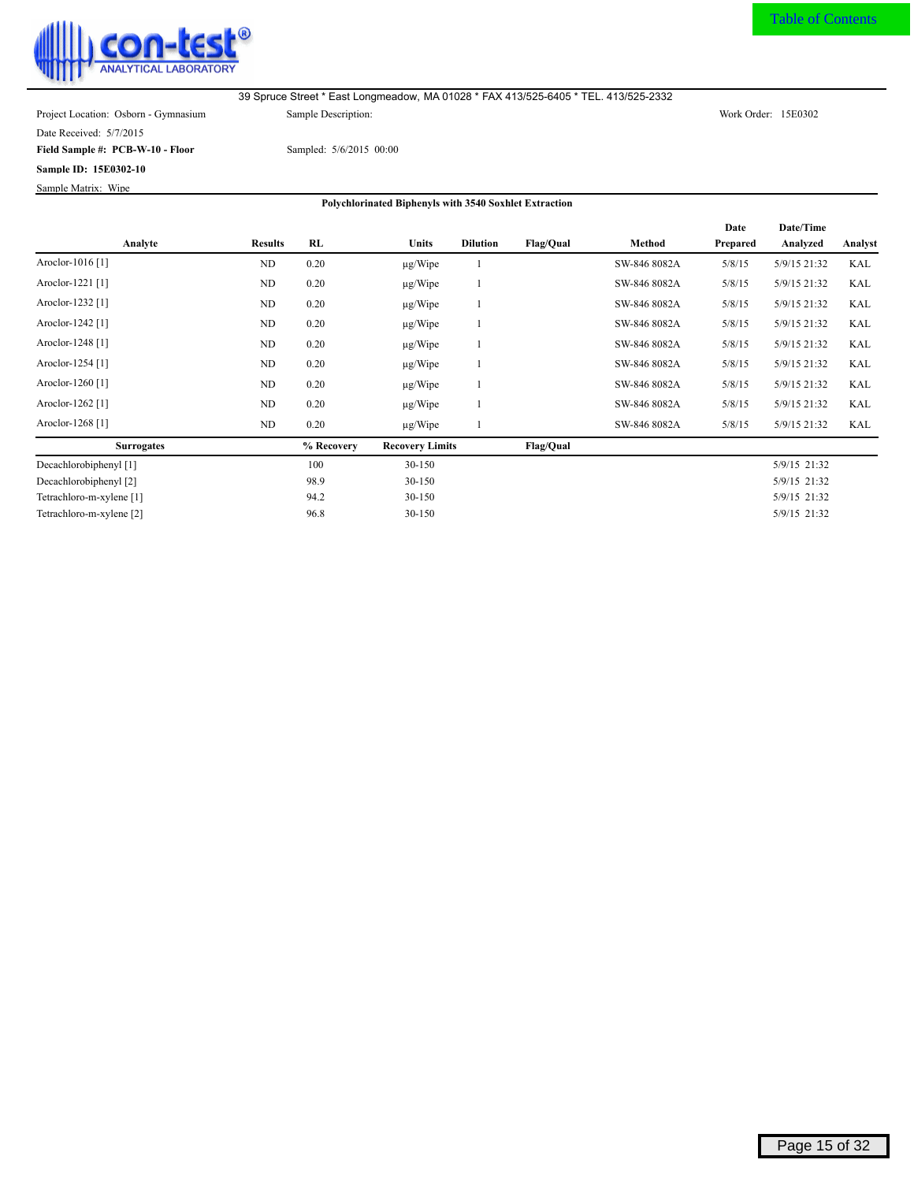Table of Contents

con-test® ANALYTICAL LABORATORY

39 Spruce Street * East Longmeadow, MA 01028 * FAX 413/525-6405 * TEL. 413/525-2332

Project Location: Osborn - Gymnasium | Sample Description: | Work Order: 15E0302

Date Received: 5/7/2015

**Field Sample #: PCB-W-10 - Floor** | Sampled: 5/6/2015 00:00

**Sample ID: 15E0302-10**

Sample Matrix: Wipe

**Polychlorinated Biphenyls with 3540 Soxhlet Extraction**

| Analyte | Results | RL | Units | Dilution | Flag/Qual | Method | Date Prepared | Date/Time Analyzed | Analyst |
|---|---|---|---|---|---|---|---|---|---|
| Aroclor-1016 [1] | ND | 0.20 | µg/Wipe | 1 | | SW-846 8082A | 5/8/15 | 5/9/15 21:32 | KAL |
| Aroclor-1221 [1] | ND | 0.20 | µg/Wipe | 1 | | SW-846 8082A | 5/8/15 | 5/9/15 21:32 | KAL |
| Aroclor-1232 [1] | ND | 0.20 | µg/Wipe | 1 | | SW-846 8082A | 5/8/15 | 5/9/15 21:32 | KAL |
| Aroclor-1242 [1] | ND | 0.20 | µg/Wipe | 1 | | SW-846 8082A | 5/8/15 | 5/9/15 21:32 | KAL |
| Aroclor-1248 [1] | ND | 0.20 | µg/Wipe | 1 | | SW-846 8082A | 5/8/15 | 5/9/15 21:32 | KAL |
| Aroclor-1254 [1] | ND | 0.20 | µg/Wipe | 1 | | SW-846 8082A | 5/8/15 | 5/9/15 21:32 | KAL |
| Aroclor-1260 [1] | ND | 0.20 | µg/Wipe | 1 | | SW-846 8082A | 5/8/15 | 5/9/15 21:32 | KAL |
| Aroclor-1262 [1] | ND | 0.20 | µg/Wipe | 1 | | SW-846 8082A | 5/8/15 | 5/9/15 21:32 | KAL |
| Aroclor-1268 [1] | ND | 0.20 | µg/Wipe | 1 | | SW-846 8082A | 5/8/15 | 5/9/15 21:32 | KAL |

| Surrogates | % Recovery | Recovery Limits | Flag/Qual | Date/Time Analyzed |
|---|---|---|---|---|
| Decachlorobiphenyl [1] | 100 | 30-150 | | 5/9/15 21:32 |
| Decachlorobiphenyl [2] | 98.9 | 30-150 | | 5/9/15 21:32 |
| Tetrachloro-m-xylene [1] | 94.2 | 30-150 | | 5/9/15 21:32 |
| Tetrachloro-m-xylene [2] | 96.8 | 30-150 | | 5/9/15 21:32 |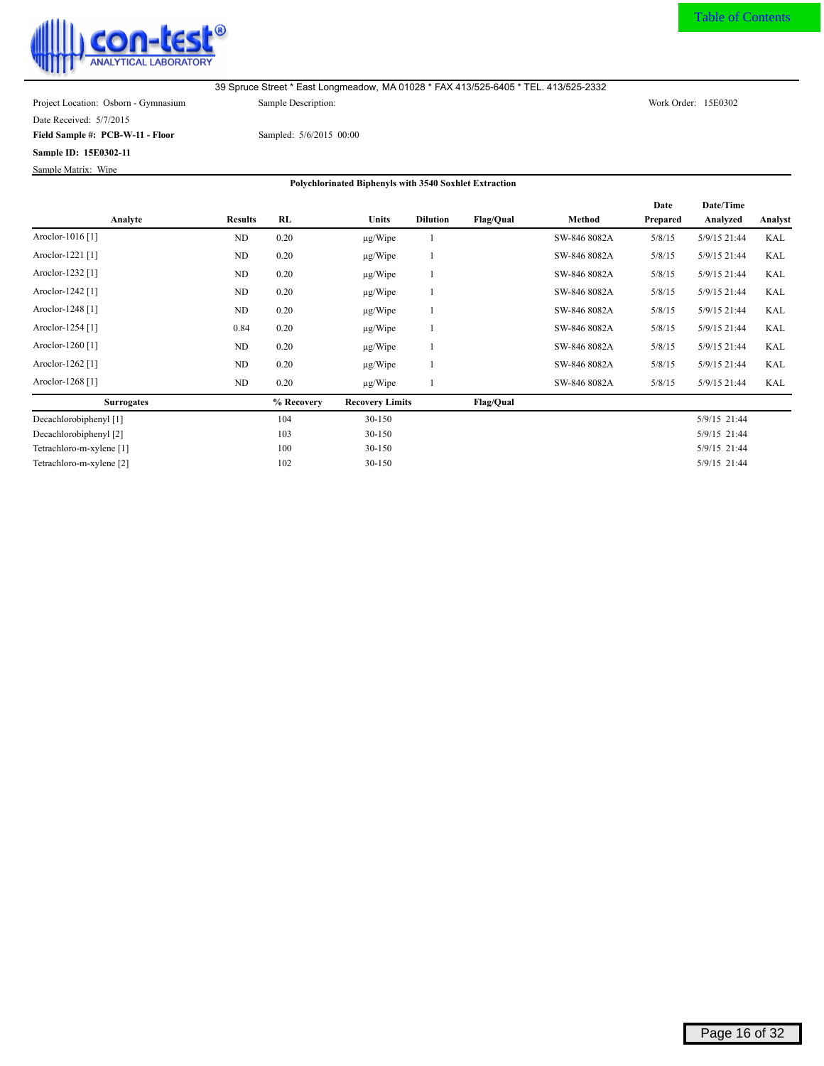39 Spruce Street * East Longmeadow, MA 01028 * FAX 413/525-6405 * TEL. 413/525-2332

Project Location: Osborn - Gymnasium    Sample Description:    Work Order: 15E0302

Date Received: 5/7/2015

**Field Sample #: PCB-W-11 - Floor**    Sampled: 5/6/2015 00:00

**Sample ID: 15E0302-11**

Sample Matrix: Wipe

**Polychlorinated Biphenyls with 3540 Soxhlet Extraction**

| Analyte | Results | RL | Units | Dilution | Flag/Qual | Method | Date Prepared | Date/Time Analyzed | Analyst |
|---|---|---|---|---|---|---|---|---|---|
| Aroclor-1016 [1] | ND | 0.20 | µg/Wipe | 1 | | SW-846 8082A | 5/8/15 | 5/9/15 21:44 | KAL |
| Aroclor-1221 [1] | ND | 0.20 | µg/Wipe | 1 | | SW-846 8082A | 5/8/15 | 5/9/15 21:44 | KAL |
| Aroclor-1232 [1] | ND | 0.20 | µg/Wipe | 1 | | SW-846 8082A | 5/8/15 | 5/9/15 21:44 | KAL |
| Aroclor-1242 [1] | ND | 0.20 | µg/Wipe | 1 | | SW-846 8082A | 5/8/15 | 5/9/15 21:44 | KAL |
| Aroclor-1248 [1] | ND | 0.20 | µg/Wipe | 1 | | SW-846 8082A | 5/8/15 | 5/9/15 21:44 | KAL |
| Aroclor-1254 [1] | 0.84 | 0.20 | µg/Wipe | 1 | | SW-846 8082A | 5/8/15 | 5/9/15 21:44 | KAL |
| Aroclor-1260 [1] | ND | 0.20 | µg/Wipe | 1 | | SW-846 8082A | 5/8/15 | 5/9/15 21:44 | KAL |
| Aroclor-1262 [1] | ND | 0.20 | µg/Wipe | 1 | | SW-846 8082A | 5/8/15 | 5/9/15 21:44 | KAL |
| Aroclor-1268 [1] | ND | 0.20 | µg/Wipe | 1 | | SW-846 8082A | 5/8/15 | 5/9/15 21:44 | KAL |

| Surrogates | % Recovery | Recovery Limits | Flag/Qual | Date/Time Analyzed |
|---|---|---|---|---|
| Decachlorobiphenyl [1] | 104 | 30-150 | | 5/9/15 21:44 |
| Decachlorobiphenyl [2] | 103 | 30-150 | | 5/9/15 21:44 |
| Tetrachloro-m-xylene [1] | 100 | 30-150 | | 5/9/15 21:44 |
| Tetrachloro-m-xylene [2] | 102 | 30-150 | | 5/9/15 21:44 |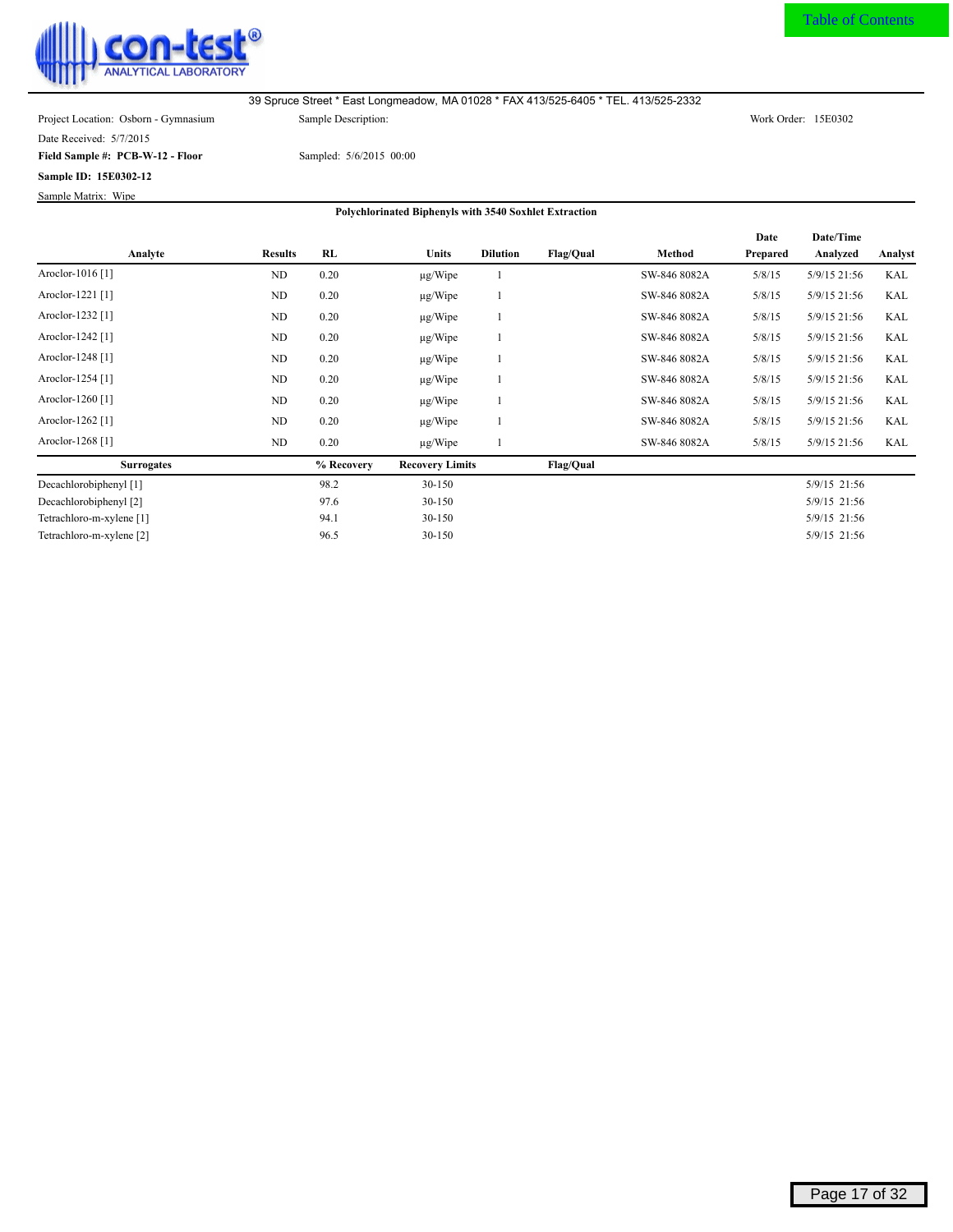39 Spruce Street * East Longmeadow, MA 01028 * FAX 413/525-6405 * TEL. 413/525-2332

Project Location: Osborn - Gymnasium

Sample Description:

Work Order: 15E0302

Date Received: 5/7/2015

**Field Sample #: PCB-W-12 - Floor**

Sampled: 5/6/2015 00:00

**Sample ID: 15E0302-12**

Sample Matrix: Wipe

**Polychlorinated Biphenyls with 3540 Soxhlet Extraction**

| Analyte | Results | RL | Units | Dilution | Flag/Qual | Method | Date Prepared | Date/Time Analyzed | Analyst |
|---|---|---|---|---|---|---|---|---|---|
| Aroclor-1016 [1] | ND | 0.20 | µg/Wipe | 1 | | SW-846 8082A | 5/8/15 | 5/9/15 21:56 | KAL |
| Aroclor-1221 [1] | ND | 0.20 | µg/Wipe | 1 | | SW-846 8082A | 5/8/15 | 5/9/15 21:56 | KAL |
| Aroclor-1232 [1] | ND | 0.20 | µg/Wipe | 1 | | SW-846 8082A | 5/8/15 | 5/9/15 21:56 | KAL |
| Aroclor-1242 [1] | ND | 0.20 | µg/Wipe | 1 | | SW-846 8082A | 5/8/15 | 5/9/15 21:56 | KAL |
| Aroclor-1248 [1] | ND | 0.20 | µg/Wipe | 1 | | SW-846 8082A | 5/8/15 | 5/9/15 21:56 | KAL |
| Aroclor-1254 [1] | ND | 0.20 | µg/Wipe | 1 | | SW-846 8082A | 5/8/15 | 5/9/15 21:56 | KAL |
| Aroclor-1260 [1] | ND | 0.20 | µg/Wipe | 1 | | SW-846 8082A | 5/8/15 | 5/9/15 21:56 | KAL |
| Aroclor-1262 [1] | ND | 0.20 | µg/Wipe | 1 | | SW-846 8082A | 5/8/15 | 5/9/15 21:56 | KAL |
| Aroclor-1268 [1] | ND | 0.20 | µg/Wipe | 1 | | SW-846 8082A | 5/8/15 | 5/9/15 21:56 | KAL |

| Surrogates | % Recovery | Recovery Limits | Flag/Qual | Date/Time Analyzed |
|---|---|---|---|---|
| Decachlorobiphenyl [1] | 98.2 | 30-150 | | 5/9/15 21:56 |
| Decachlorobiphenyl [2] | 97.6 | 30-150 | | 5/9/15 21:56 |
| Tetrachloro-m-xylene [1] | 94.1 | 30-150 | | 5/9/15 21:56 |
| Tetrachloro-m-xylene [2] | 96.5 | 30-150 | | 5/9/15 21:56 |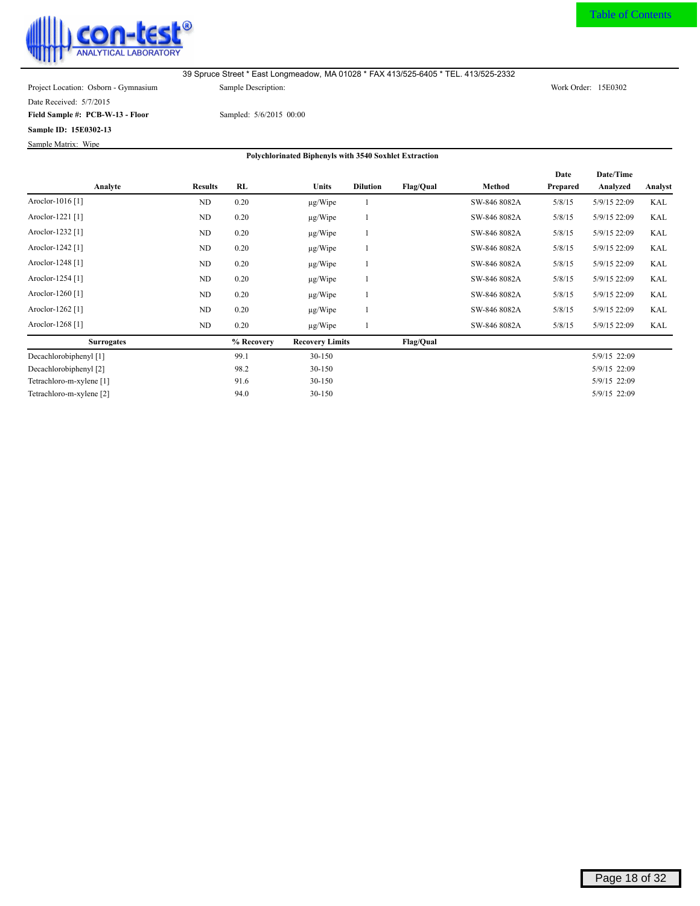39 Spruce Street * East Longmeadow, MA 01028 * FAX 413/525-6405 * TEL. 413/525-2332

Project Location: Osborn - Gymnasium | Sample Description: | Work Order: 15E0302

Date Received: 5/7/2015

**Field Sample #: PCB-W-13 - Floor** | Sampled: 5/6/2015 00:00

**Sample ID: 15E0302-13**

Sample Matrix: Wipe

**Polychlorinated Biphenyls with 3540 Soxhlet Extraction**

| Analyte | Results | RL | Units | Dilution | Flag/Qual | Method | Date Prepared | Date/Time Analyzed | Analyst |
|---|---|---|---|---|---|---|---|---|---|
| Aroclor-1016 [1] | ND | 0.20 | µg/Wipe | 1 | | SW-846 8082A | 5/8/15 | 5/9/15 22:09 | KAL |
| Aroclor-1221 [1] | ND | 0.20 | µg/Wipe | 1 | | SW-846 8082A | 5/8/15 | 5/9/15 22:09 | KAL |
| Aroclor-1232 [1] | ND | 0.20 | µg/Wipe | 1 | | SW-846 8082A | 5/8/15 | 5/9/15 22:09 | KAL |
| Aroclor-1242 [1] | ND | 0.20 | µg/Wipe | 1 | | SW-846 8082A | 5/8/15 | 5/9/15 22:09 | KAL |
| Aroclor-1248 [1] | ND | 0.20 | µg/Wipe | 1 | | SW-846 8082A | 5/8/15 | 5/9/15 22:09 | KAL |
| Aroclor-1254 [1] | ND | 0.20 | µg/Wipe | 1 | | SW-846 8082A | 5/8/15 | 5/9/15 22:09 | KAL |
| Aroclor-1260 [1] | ND | 0.20 | µg/Wipe | 1 | | SW-846 8082A | 5/8/15 | 5/9/15 22:09 | KAL |
| Aroclor-1262 [1] | ND | 0.20 | µg/Wipe | 1 | | SW-846 8082A | 5/8/15 | 5/9/15 22:09 | KAL |
| Aroclor-1268 [1] | ND | 0.20 | µg/Wipe | 1 | | SW-846 8082A | 5/8/15 | 5/9/15 22:09 | KAL |

| Surrogates | % Recovery | Recovery Limits | Flag/Qual | Date/Time Analyzed |
|---|---|---|---|---|
| Decachlorobiphenyl [1] | 99.1 | 30-150 | | 5/9/15 22:09 |
| Decachlorobiphenyl [2] | 98.2 | 30-150 | | 5/9/15 22:09 |
| Tetrachloro-m-xylene [1] | 91.6 | 30-150 | | 5/9/15 22:09 |
| Tetrachloro-m-xylene [2] | 94.0 | 30-150 | | 5/9/15 22:09 |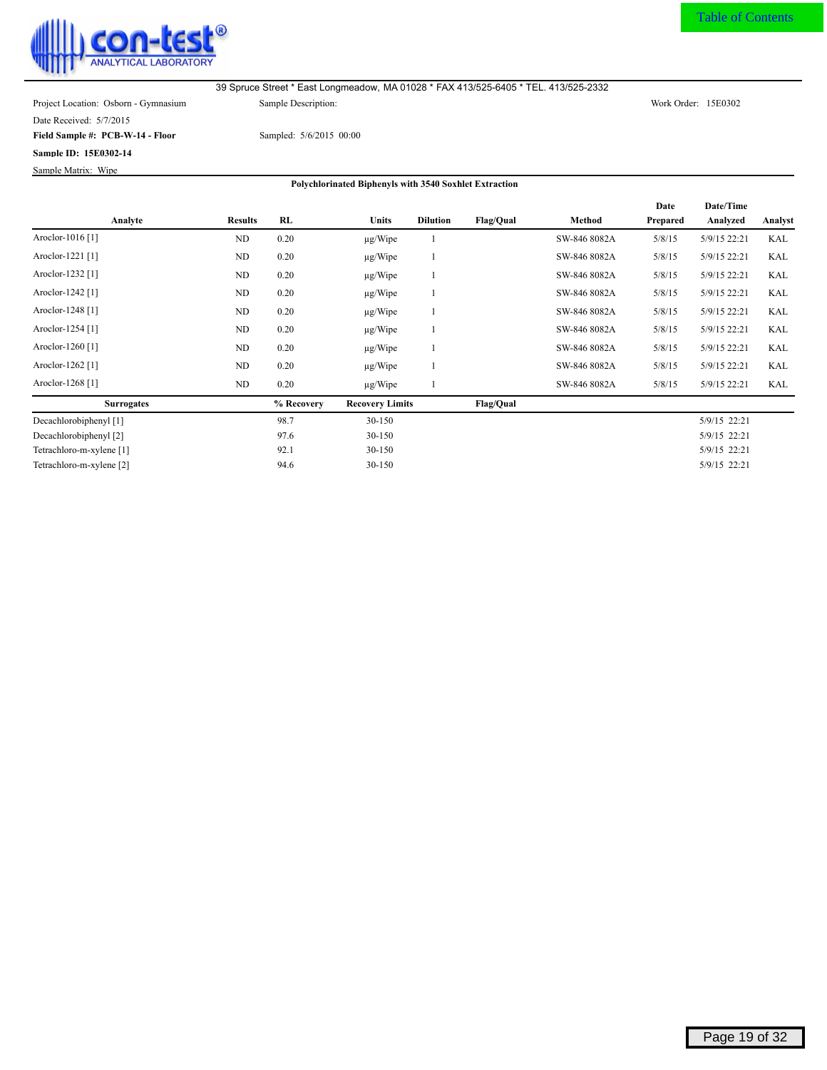39 Spruce Street * East Longmeadow, MA 01028 * FAX 413/525-6405 * TEL. 413/525-2332

Project Location: Osborn - Gymnasium

Sample Description:

Work Order: 15E0302

Date Received: 5/7/2015

**Field Sample #: PCB-W-14 - Floor**

Sampled: 5/6/2015 00:00

**Sample ID: 15E0302-14**

Sample Matrix: Wipe

**Polychlorinated Biphenyls with 3540 Soxhlet Extraction**

| Analyte | Results | RL | Units | Dilution | Flag/Qual | Method | Date Prepared | Date/Time Analyzed | Analyst |
|---|---|---|---|---|---|---|---|---|---|
| Aroclor-1016 [1] | ND | 0.20 | µg/Wipe | 1 | | SW-846 8082A | 5/8/15 | 5/9/15 22:21 | KAL |
| Aroclor-1221 [1] | ND | 0.20 | µg/Wipe | 1 | | SW-846 8082A | 5/8/15 | 5/9/15 22:21 | KAL |
| Aroclor-1232 [1] | ND | 0.20 | µg/Wipe | 1 | | SW-846 8082A | 5/8/15 | 5/9/15 22:21 | KAL |
| Aroclor-1242 [1] | ND | 0.20 | µg/Wipe | 1 | | SW-846 8082A | 5/8/15 | 5/9/15 22:21 | KAL |
| Aroclor-1248 [1] | ND | 0.20 | µg/Wipe | 1 | | SW-846 8082A | 5/8/15 | 5/9/15 22:21 | KAL |
| Aroclor-1254 [1] | ND | 0.20 | µg/Wipe | 1 | | SW-846 8082A | 5/8/15 | 5/9/15 22:21 | KAL |
| Aroclor-1260 [1] | ND | 0.20 | µg/Wipe | 1 | | SW-846 8082A | 5/8/15 | 5/9/15 22:21 | KAL |
| Aroclor-1262 [1] | ND | 0.20 | µg/Wipe | 1 | | SW-846 8082A | 5/8/15 | 5/9/15 22:21 | KAL |
| Aroclor-1268 [1] | ND | 0.20 | µg/Wipe | 1 | | SW-846 8082A | 5/8/15 | 5/9/15 22:21 | KAL |

| Surrogates | % Recovery | Recovery Limits | Flag/Qual | Date/Time Analyzed |
|---|---|---|---|---|
| Decachlorobiphenyl [1] | 98.7 | 30-150 | | 5/9/15 22:21 |
| Decachlorobiphenyl [2] | 97.6 | 30-150 | | 5/9/15 22:21 |
| Tetrachloro-m-xylene [1] | 92.1 | 30-150 | | 5/9/15 22:21 |
| Tetrachloro-m-xylene [2] | 94.6 | 30-150 | | 5/9/15 22:21 |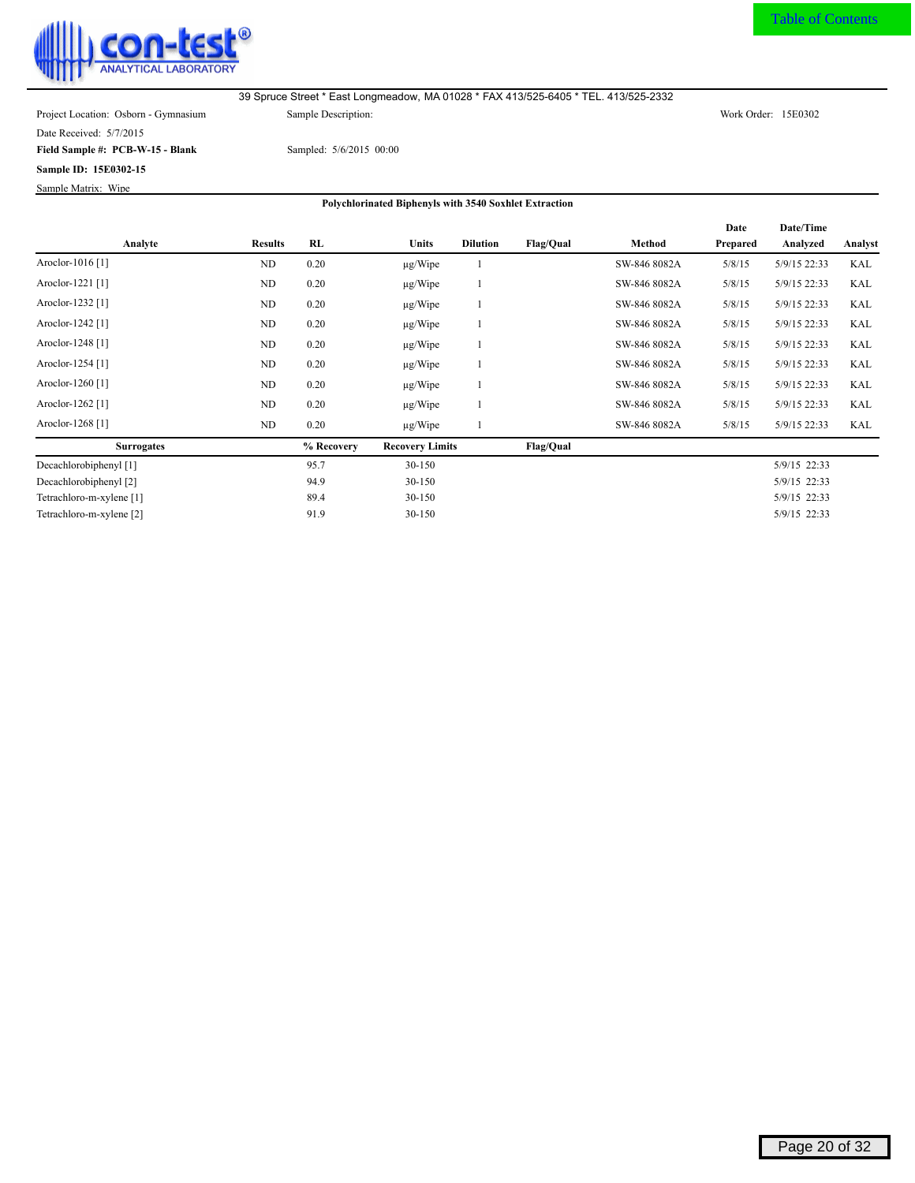Table of Contents

**con-test®** ANALYTICAL LABORATORY

39 Spruce Street * East Longmeadow, MA 01028 * FAX 413/525-6405 * TEL. 413/525-2332

Project Location: Osborn - Gymnasium

Sample Description:

Work Order: 15E0302

Date Received: 5/7/2015

**Field Sample #: PCB-W-15 - Blank**

Sampled: 5/6/2015 00:00

**Sample ID: 15E0302-15**

Sample Matrix: Wipe

### Polychlorinated Biphenyls with 3540 Soxhlet Extraction

| Analyte | Results | RL | Units | Dilution | Flag/Qual | Method | Date Prepared | Date/Time Analyzed | Analyst |
|---|---|---|---|---|---|---|---|---|---|
| Aroclor-1016 [1] | ND | 0.20 | µg/Wipe | 1 | | SW-846 8082A | 5/8/15 | 5/9/15 22:33 | KAL |
| Aroclor-1221 [1] | ND | 0.20 | µg/Wipe | 1 | | SW-846 8082A | 5/8/15 | 5/9/15 22:33 | KAL |
| Aroclor-1232 [1] | ND | 0.20 | µg/Wipe | 1 | | SW-846 8082A | 5/8/15 | 5/9/15 22:33 | KAL |
| Aroclor-1242 [1] | ND | 0.20 | µg/Wipe | 1 | | SW-846 8082A | 5/8/15 | 5/9/15 22:33 | KAL |
| Aroclor-1248 [1] | ND | 0.20 | µg/Wipe | 1 | | SW-846 8082A | 5/8/15 | 5/9/15 22:33 | KAL |
| Aroclor-1254 [1] | ND | 0.20 | µg/Wipe | 1 | | SW-846 8082A | 5/8/15 | 5/9/15 22:33 | KAL |
| Aroclor-1260 [1] | ND | 0.20 | µg/Wipe | 1 | | SW-846 8082A | 5/8/15 | 5/9/15 22:33 | KAL |
| Aroclor-1262 [1] | ND | 0.20 | µg/Wipe | 1 | | SW-846 8082A | 5/8/15 | 5/9/15 22:33 | KAL |
| Aroclor-1268 [1] | ND | 0.20 | µg/Wipe | 1 | | SW-846 8082A | 5/8/15 | 5/9/15 22:33 | KAL |

| Surrogates | % Recovery | Recovery Limits | Flag/Qual | Date/Time Analyzed |
|---|---|---|---|---|
| Decachlorobiphenyl [1] | 95.7 | 30-150 | | 5/9/15 22:33 |
| Decachlorobiphenyl [2] | 94.9 | 30-150 | | 5/9/15 22:33 |
| Tetrachloro-m-xylene [1] | 89.4 | 30-150 | | 5/9/15 22:33 |
| Tetrachloro-m-xylene [2] | 91.9 | 30-150 | | 5/9/15 22:33 |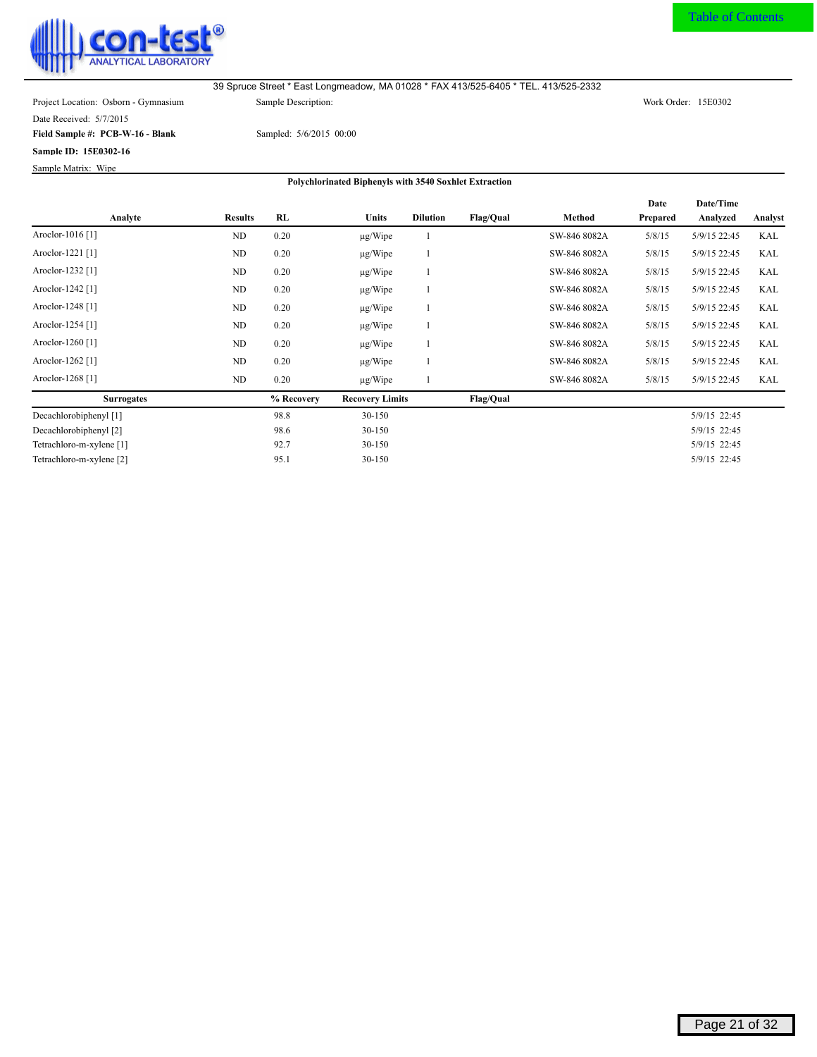39 Spruce Street * East Longmeadow, MA 01028 * FAX 413/525-6405 * TEL. 413/525-2332

Project Location: Osborn - Gymnasium | Sample Description: | Work Order: 15E0302

Date Received: 5/7/2015

**Field Sample #: PCB-W-16 - Blank** | Sampled: 5/6/2015 00:00

**Sample ID: 15E0302-16**

Sample Matrix: Wipe

**Polychlorinated Biphenyls with 3540 Soxhlet Extraction**

| Analyte | Results | RL | Units | Dilution | Flag/Qual | Method | Date Prepared | Date/Time Analyzed | Analyst |
|---|---|---|---|---|---|---|---|---|---|
| Aroclor-1016 [1] | ND | 0.20 | µg/Wipe | 1 | | SW-846 8082A | 5/8/15 | 5/9/15 22:45 | KAL |
| Aroclor-1221 [1] | ND | 0.20 | µg/Wipe | 1 | | SW-846 8082A | 5/8/15 | 5/9/15 22:45 | KAL |
| Aroclor-1232 [1] | ND | 0.20 | µg/Wipe | 1 | | SW-846 8082A | 5/8/15 | 5/9/15 22:45 | KAL |
| Aroclor-1242 [1] | ND | 0.20 | µg/Wipe | 1 | | SW-846 8082A | 5/8/15 | 5/9/15 22:45 | KAL |
| Aroclor-1248 [1] | ND | 0.20 | µg/Wipe | 1 | | SW-846 8082A | 5/8/15 | 5/9/15 22:45 | KAL |
| Aroclor-1254 [1] | ND | 0.20 | µg/Wipe | 1 | | SW-846 8082A | 5/8/15 | 5/9/15 22:45 | KAL |
| Aroclor-1260 [1] | ND | 0.20 | µg/Wipe | 1 | | SW-846 8082A | 5/8/15 | 5/9/15 22:45 | KAL |
| Aroclor-1262 [1] | ND | 0.20 | µg/Wipe | 1 | | SW-846 8082A | 5/8/15 | 5/9/15 22:45 | KAL |
| Aroclor-1268 [1] | ND | 0.20 | µg/Wipe | 1 | | SW-846 8082A | 5/8/15 | 5/9/15 22:45 | KAL |

| Surrogates | % Recovery | Recovery Limits | Flag/Qual | Date/Time Analyzed |
|---|---|---|---|---|
| Decachlorobiphenyl [1] | 98.8 | 30-150 | | 5/9/15 22:45 |
| Decachlorobiphenyl [2] | 98.6 | 30-150 | | 5/9/15 22:45 |
| Tetrachloro-m-xylene [1] | 92.7 | 30-150 | | 5/9/15 22:45 |
| Tetrachloro-m-xylene [2] | 95.1 | 30-150 | | 5/9/15 22:45 |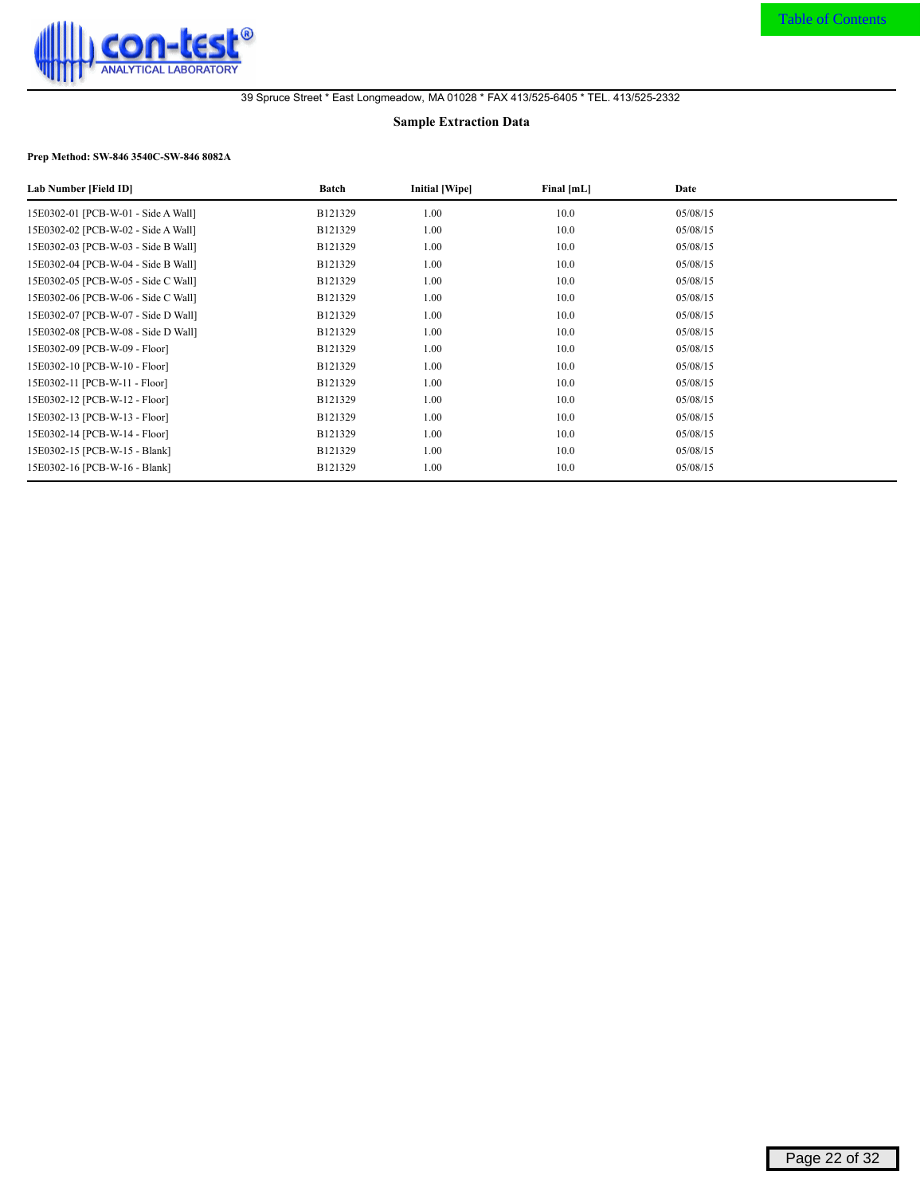con-test® ANALYTICAL LABORATORY

39 Spruce Street * East Longmeadow, MA 01028 * FAX 413/525-6405 * TEL. 413/525-2332

## Sample Extraction Data

**Prep Method: SW-846 3540C-SW-846 8082A**

| Lab Number [Field ID] | Batch | Initial [Wipe] | Final [mL] | Date |
|---|---|---|---|---|
| 15E0302-01 [PCB-W-01 - Side A Wall] | B121329 | 1.00 | 10.0 | 05/08/15 |
| 15E0302-02 [PCB-W-02 - Side A Wall] | B121329 | 1.00 | 10.0 | 05/08/15 |
| 15E0302-03 [PCB-W-03 - Side B Wall] | B121329 | 1.00 | 10.0 | 05/08/15 |
| 15E0302-04 [PCB-W-04 - Side B Wall] | B121329 | 1.00 | 10.0 | 05/08/15 |
| 15E0302-05 [PCB-W-05 - Side C Wall] | B121329 | 1.00 | 10.0 | 05/08/15 |
| 15E0302-06 [PCB-W-06 - Side C Wall] | B121329 | 1.00 | 10.0 | 05/08/15 |
| 15E0302-07 [PCB-W-07 - Side D Wall] | B121329 | 1.00 | 10.0 | 05/08/15 |
| 15E0302-08 [PCB-W-08 - Side D Wall] | B121329 | 1.00 | 10.0 | 05/08/15 |
| 15E0302-09 [PCB-W-09 - Floor] | B121329 | 1.00 | 10.0 | 05/08/15 |
| 15E0302-10 [PCB-W-10 - Floor] | B121329 | 1.00 | 10.0 | 05/08/15 |
| 15E0302-11 [PCB-W-11 - Floor] | B121329 | 1.00 | 10.0 | 05/08/15 |
| 15E0302-12 [PCB-W-12 - Floor] | B121329 | 1.00 | 10.0 | 05/08/15 |
| 15E0302-13 [PCB-W-13 - Floor] | B121329 | 1.00 | 10.0 | 05/08/15 |
| 15E0302-14 [PCB-W-14 - Floor] | B121329 | 1.00 | 10.0 | 05/08/15 |
| 15E0302-15 [PCB-W-15 - Blank] | B121329 | 1.00 | 10.0 | 05/08/15 |
| 15E0302-16 [PCB-W-16 - Blank] | B121329 | 1.00 | 10.0 | 05/08/15 |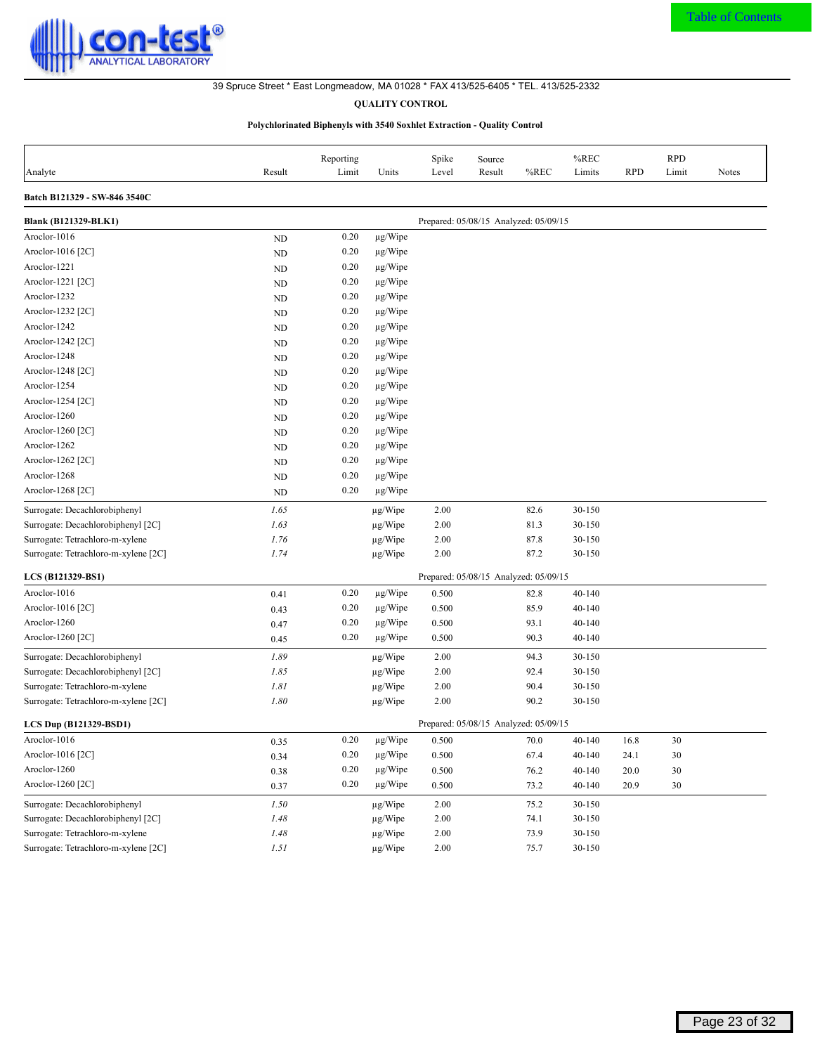39 Spruce Street * East Longmeadow, MA 01028 * FAX 413/525-6405 * TEL. 413/525-2332

**QUALITY CONTROL**

**Polychlorinated Biphenyls with 3540 Soxhlet Extraction - Quality Control**

| Analyte | Result | Reporting Limit | Units | Spike Level | Source Result | %REC | %REC Limits | RPD | RPD Limit | Notes |
|---|---|---|---|---|---|---|---|---|---|---|
| **Batch B121329 - SW-846 3540C** | | | | | | | | | | |
| **Blank (B121329-BLK1)** | | | | Prepared: 05/08/15 Analyzed: 05/09/15 | | | | | | |
| Aroclor-1016 | ND | 0.20 | µg/Wipe | | | | | | | |
| Aroclor-1016 [2C] | ND | 0.20 | µg/Wipe | | | | | | | |
| Aroclor-1221 | ND | 0.20 | µg/Wipe | | | | | | | |
| Aroclor-1221 [2C] | ND | 0.20 | µg/Wipe | | | | | | | |
| Aroclor-1232 | ND | 0.20 | µg/Wipe | | | | | | | |
| Aroclor-1232 [2C] | ND | 0.20 | µg/Wipe | | | | | | | |
| Aroclor-1242 | ND | 0.20 | µg/Wipe | | | | | | | |
| Aroclor-1242 [2C] | ND | 0.20 | µg/Wipe | | | | | | | |
| Aroclor-1248 | ND | 0.20 | µg/Wipe | | | | | | | |
| Aroclor-1248 [2C] | ND | 0.20 | µg/Wipe | | | | | | | |
| Aroclor-1254 | ND | 0.20 | µg/Wipe | | | | | | | |
| Aroclor-1254 [2C] | ND | 0.20 | µg/Wipe | | | | | | | |
| Aroclor-1260 | ND | 0.20 | µg/Wipe | | | | | | | |
| Aroclor-1260 [2C] | ND | 0.20 | µg/Wipe | | | | | | | |
| Aroclor-1262 | ND | 0.20 | µg/Wipe | | | | | | | |
| Aroclor-1262 [2C] | ND | 0.20 | µg/Wipe | | | | | | | |
| Aroclor-1268 | ND | 0.20 | µg/Wipe | | | | | | | |
| Aroclor-1268 [2C] | ND | 0.20 | µg/Wipe | | | | | | | |
| Surrogate: Decachlorobiphenyl | *1.65* | | µg/Wipe | 2.00 | | 82.6 | 30-150 | | | |
| Surrogate: Decachlorobiphenyl [2C] | *1.63* | | µg/Wipe | 2.00 | | 81.3 | 30-150 | | | |
| Surrogate: Tetrachloro-m-xylene | *1.76* | | µg/Wipe | 2.00 | | 87.8 | 30-150 | | | |
| Surrogate: Tetrachloro-m-xylene [2C] | *1.74* | | µg/Wipe | 2.00 | | 87.2 | 30-150 | | | |
| **LCS (B121329-BS1)** | | | | Prepared: 05/08/15 Analyzed: 05/09/15 | | | | | | |
| Aroclor-1016 | 0.41 | 0.20 | µg/Wipe | 0.500 | | 82.8 | 40-140 | | | |
| Aroclor-1016 [2C] | 0.43 | 0.20 | µg/Wipe | 0.500 | | 85.9 | 40-140 | | | |
| Aroclor-1260 | 0.47 | 0.20 | µg/Wipe | 0.500 | | 93.1 | 40-140 | | | |
| Aroclor-1260 [2C] | 0.45 | 0.20 | µg/Wipe | 0.500 | | 90.3 | 40-140 | | | |
| Surrogate: Decachlorobiphenyl | *1.89* | | µg/Wipe | 2.00 | | 94.3 | 30-150 | | | |
| Surrogate: Decachlorobiphenyl [2C] | *1.85* | | µg/Wipe | 2.00 | | 92.4 | 30-150 | | | |
| Surrogate: Tetrachloro-m-xylene | *1.81* | | µg/Wipe | 2.00 | | 90.4 | 30-150 | | | |
| Surrogate: Tetrachloro-m-xylene [2C] | *1.80* | | µg/Wipe | 2.00 | | 90.2 | 30-150 | | | |
| **LCS Dup (B121329-BSD1)** | | | | Prepared: 05/08/15 Analyzed: 05/09/15 | | | | | | |
| Aroclor-1016 | 0.35 | 0.20 | µg/Wipe | 0.500 | | 70.0 | 40-140 | 16.8 | 30 | |
| Aroclor-1016 [2C] | 0.34 | 0.20 | µg/Wipe | 0.500 | | 67.4 | 40-140 | 24.1 | 30 | |
| Aroclor-1260 | 0.38 | 0.20 | µg/Wipe | 0.500 | | 76.2 | 40-140 | 20.0 | 30 | |
| Aroclor-1260 [2C] | 0.37 | 0.20 | µg/Wipe | 0.500 | | 73.2 | 40-140 | 20.9 | 30 | |
| Surrogate: Decachlorobiphenyl | *1.50* | | µg/Wipe | 2.00 | | 75.2 | 30-150 | | | |
| Surrogate: Decachlorobiphenyl [2C] | *1.48* | | µg/Wipe | 2.00 | | 74.1 | 30-150 | | | |
| Surrogate: Tetrachloro-m-xylene | *1.48* | | µg/Wipe | 2.00 | | 73.9 | 30-150 | | | |
| Surrogate: Tetrachloro-m-xylene [2C] | *1.51* | | µg/Wipe | 2.00 | | 75.7 | 30-150 | | | |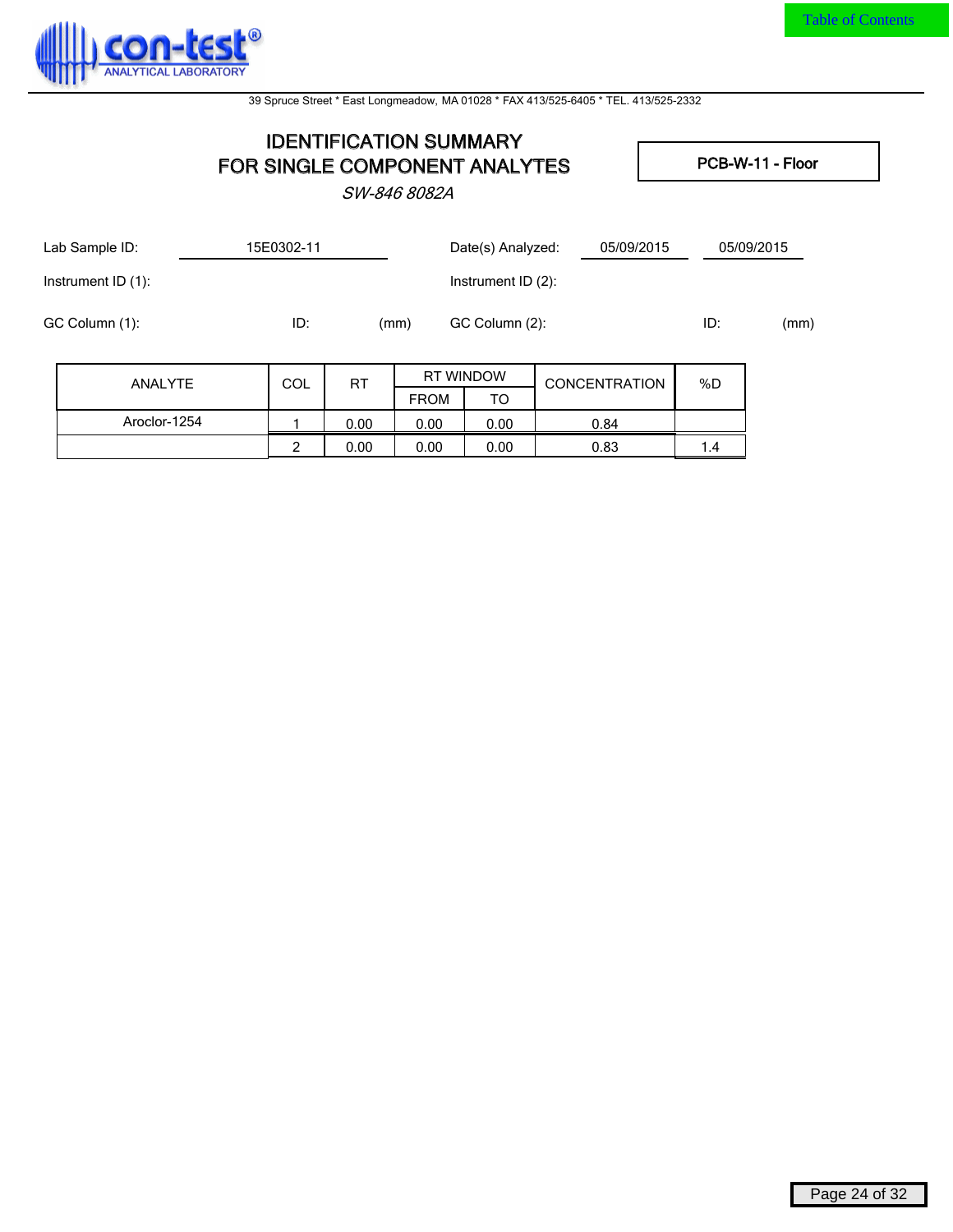Table of Contents

con-test® ANALYTICAL LABORATORY

39 Spruce Street * East Longmeadow, MA 01028 * FAX 413/525-6405 * TEL. 413/525-2332

# IDENTIFICATION SUMMARY FOR SINGLE COMPONENT ANALYTES

*SW-846 8082A*

**PCB-W-11 - Floor**

Lab Sample ID: 15E0302-11

Date(s) Analyzed: 05/09/2015 05/09/2015

Instrument ID (1):

Instrument ID (2):

GC Column (1): ID: (mm)

GC Column (2): ID: (mm)

| ANALYTE | COL | RT | RT WINDOW | | CONCENTRATION | %D |
|---|---|---|---|---|---|---|
| | | | FROM | TO | | |
| Aroclor-1254 | 1 | 0.00 | 0.00 | 0.00 | 0.84 | |
| | 2 | 0.00 | 0.00 | 0.00 | 0.83 | 1.4 |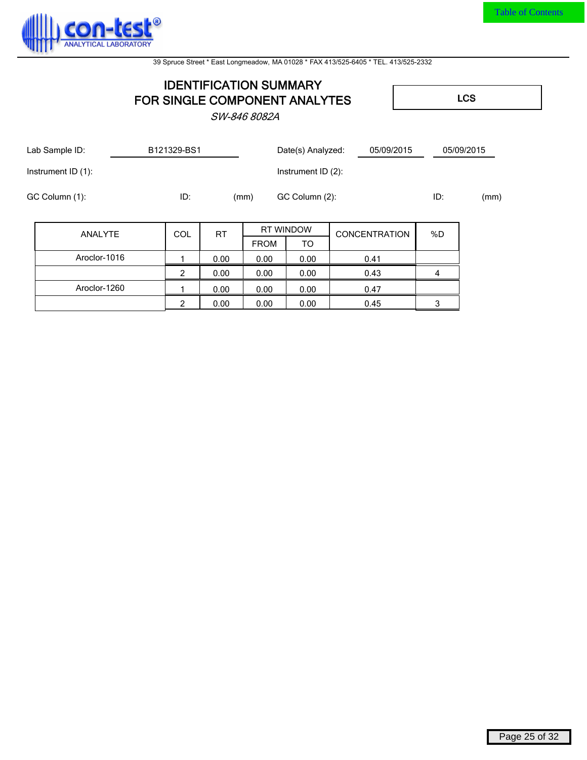# IDENTIFICATION SUMMARY FOR SINGLE COMPONENT ANALYTES

*SW-846 8082A*

**LCS**

Lab Sample ID: B121329-BS1

Date(s) Analyzed: 05/09/2015 05/09/2015

Instrument ID (1):

Instrument ID (2):

GC Column (1): ID: (mm)

GC Column (2): ID: (mm)

| ANALYTE | COL | RT | RT WINDOW | | CONCENTRATION | %D |
|---|---|---|---|---|---|---|
| | | | FROM | TO | | |
| Aroclor-1016 | 1 | 0.00 | 0.00 | 0.00 | 0.41 | |
| | 2 | 0.00 | 0.00 | 0.00 | 0.43 | 4 |
| Aroclor-1260 | 1 | 0.00 | 0.00 | 0.00 | 0.47 | |
| | 2 | 0.00 | 0.00 | 0.00 | 0.45 | 3 |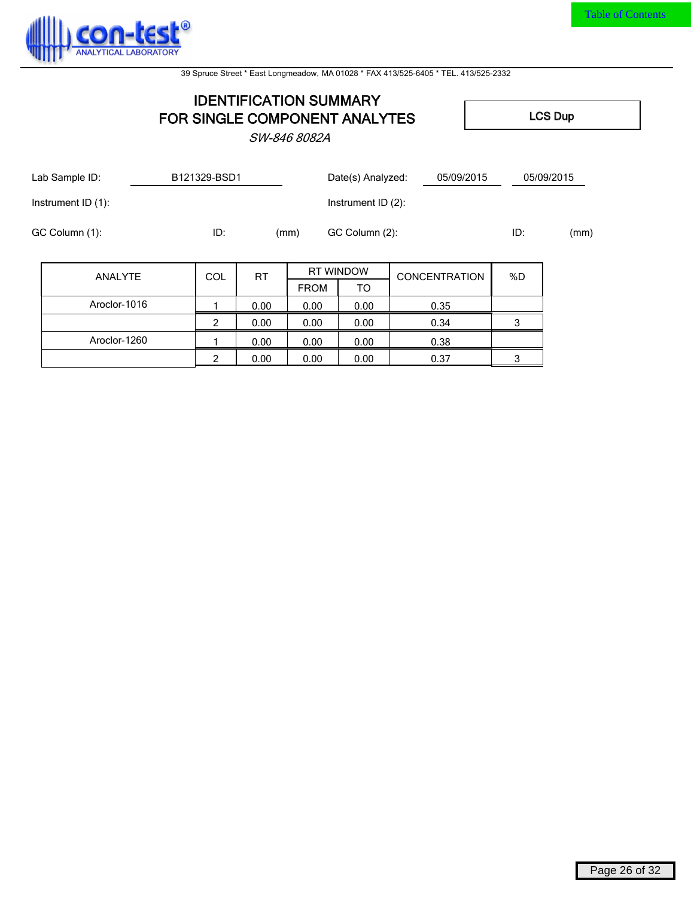con-test® ANALYTICAL LABORATORY

39 Spruce Street * East Longmeadow, MA 01028 * FAX 413/525-6405 * TEL. 413/525-2332

# IDENTIFICATION SUMMARY
# FOR SINGLE COMPONENT ANALYTES

*SW-846 8082A*

**LCS Dup**

Lab Sample ID: B121329-BSD1

Date(s) Analyzed: 05/09/2015 05/09/2015

Instrument ID (1):

Instrument ID (2):

GC Column (1): ID: (mm)

GC Column (2): ID: (mm)

| ANALYTE | COL | RT | RT WINDOW | | CONCENTRATION | %D |
|---|---|---|---|---|---|---|
| | | | FROM | TO | | |
| Aroclor-1016 | 1 | 0.00 | 0.00 | 0.00 | 0.35 | |
| | 2 | 0.00 | 0.00 | 0.00 | 0.34 | 3 |
| Aroclor-1260 | 1 | 0.00 | 0.00 | 0.00 | 0.38 | |
| | 2 | 0.00 | 0.00 | 0.00 | 0.37 | 3 |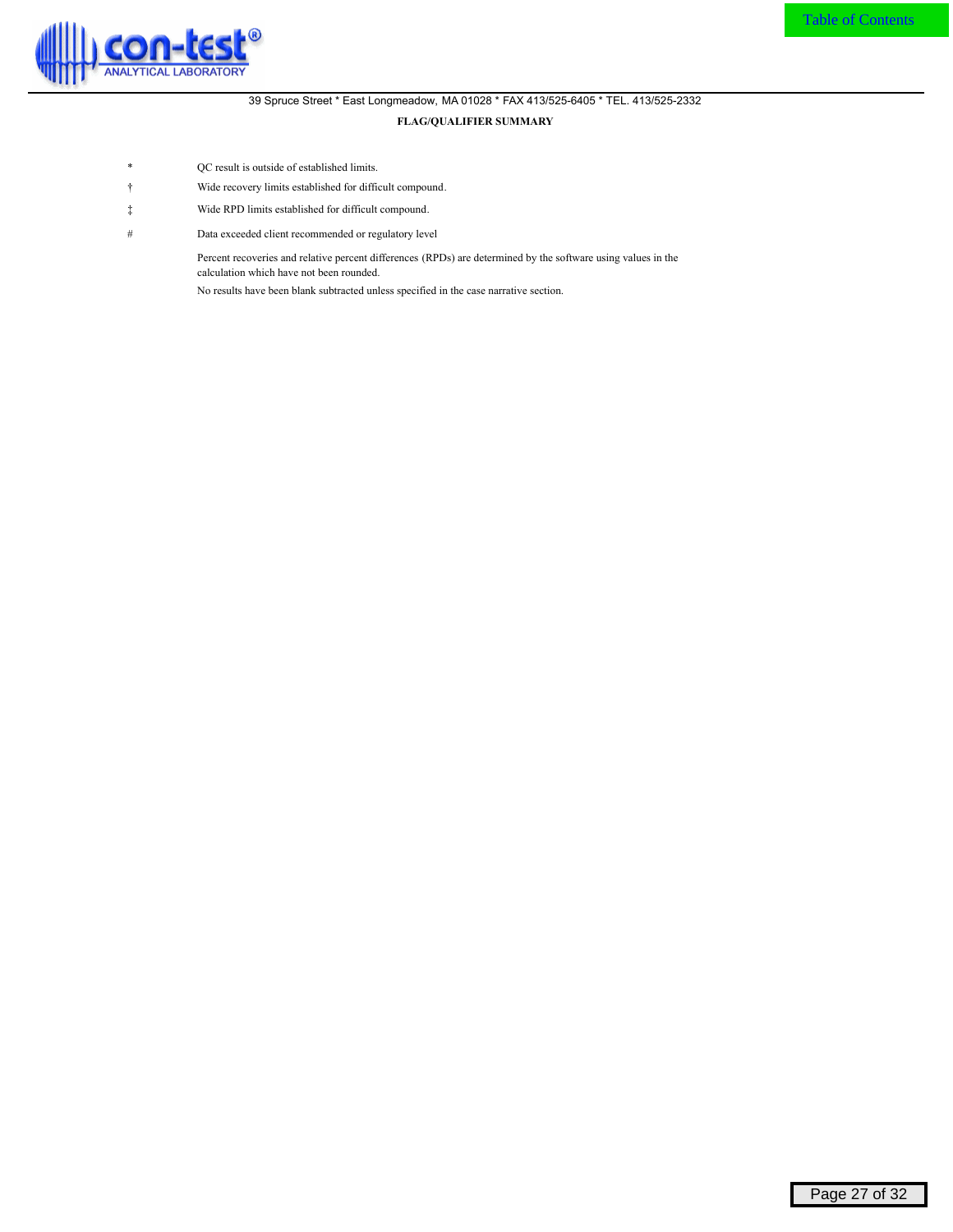39 Spruce Street * East Longmeadow, MA 01028 * FAX 413/525-6405 * TEL. 413/525-2332

**FLAG/QUALIFIER SUMMARY**

| | |
|---|---|
| * | QC result is outside of established limits. |
| † | Wide recovery limits established for difficult compound. |
| ‡ | Wide RPD limits established for difficult compound. |
| # | Data exceeded client recommended or regulatory level |

Percent recoveries and relative percent differences (RPDs) are determined by the software using values in the calculation which have not been rounded.

No results have been blank subtracted unless specified in the case narrative section.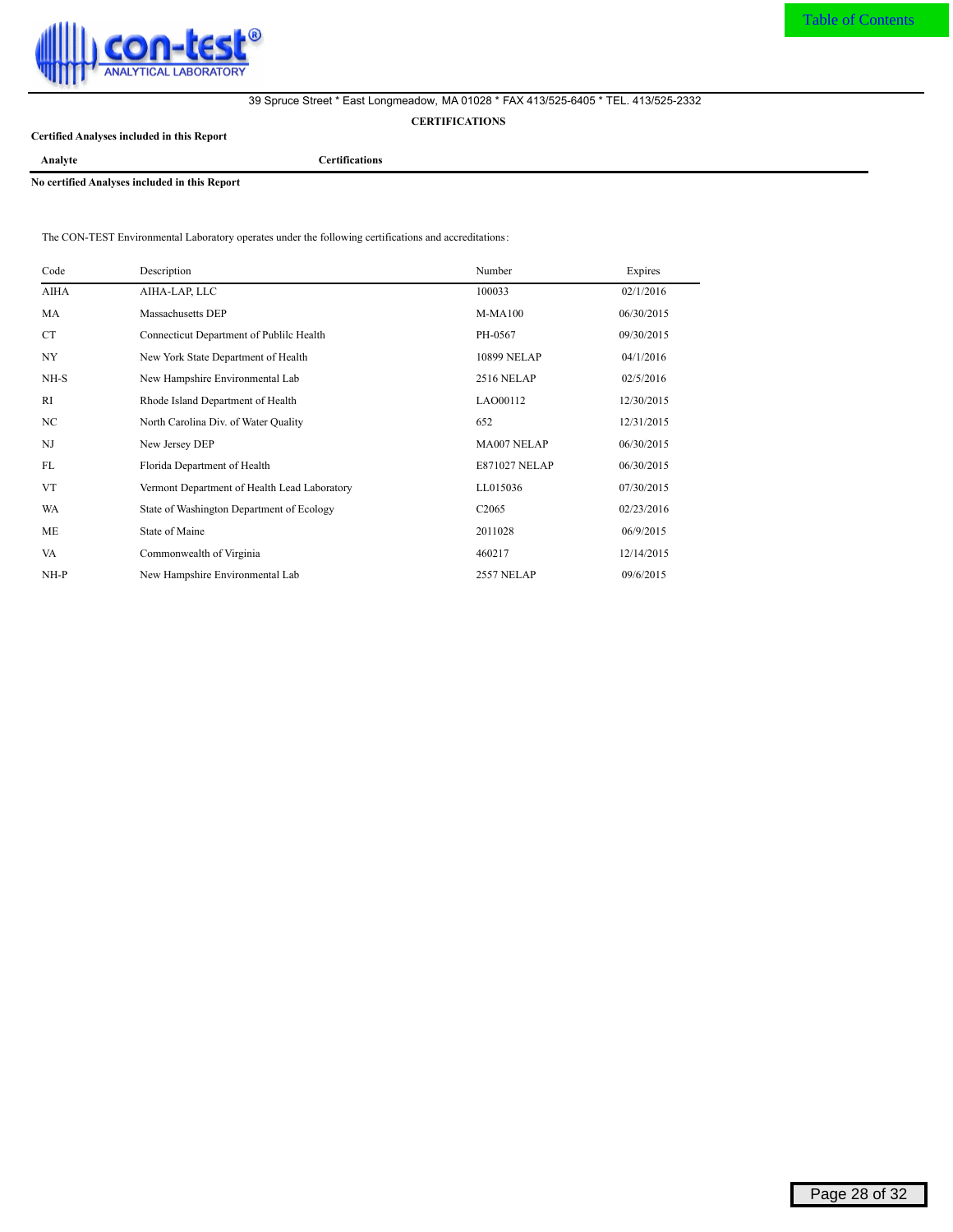39 Spruce Street * East Longmeadow, MA 01028 * FAX 413/525-6405 * TEL. 413/525-2332

## CERTIFICATIONS

**Certified Analyses included in this Report**

| Analyte | Certifications |
|---|---|

**No certified Analyses included in this Report**

The CON-TEST Environmental Laboratory operates under the following certifications and accreditations:

| Code | Description | Number | Expires |
|---|---|---|---|
| AIHA | AIHA-LAP, LLC | 100033 | 02/1/2016 |
| MA | Massachusetts DEP | M-MA100 | 06/30/2015 |
| CT | Connecticut Department of Publilc Health | PH-0567 | 09/30/2015 |
| NY | New York State Department of Health | 10899 NELAP | 04/1/2016 |
| NH-S | New Hampshire Environmental Lab | 2516 NELAP | 02/5/2016 |
| RI | Rhode Island Department of Health | LAO00112 | 12/30/2015 |
| NC | North Carolina Div. of Water Quality | 652 | 12/31/2015 |
| NJ | New Jersey DEP | MA007 NELAP | 06/30/2015 |
| FL | Florida Department of Health | E871027 NELAP | 06/30/2015 |
| VT | Vermont Department of Health Lead Laboratory | LL015036 | 07/30/2015 |
| WA | State of Washington Department of Ecology | C2065 | 02/23/2016 |
| ME | State of Maine | 2011028 | 06/9/2015 |
| VA | Commonwealth of Virginia | 460217 | 12/14/2015 |
| NH-P | New Hampshire Environmental Lab | 2557 NELAP | 09/6/2015 |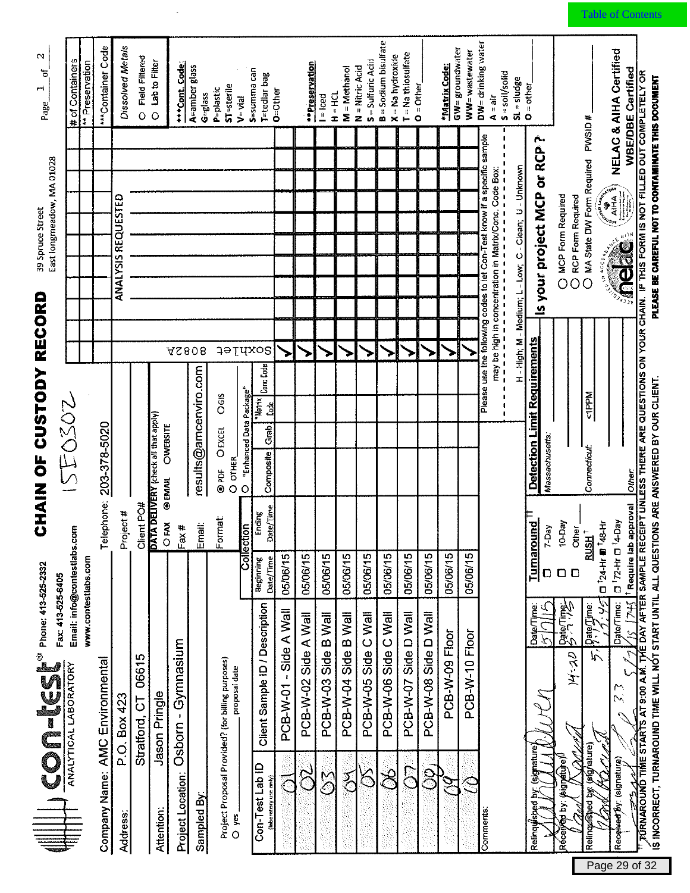# CHAIN OF CUSTODY RECORD

**con-test®** ANALYTICAL LABORATORY
Phone: 413-525-2332
Fax: 413-525-6405
Email: info@contestlabs.com
www.contestlabs.com

39 Spruce Street
East longmeadow, MA 01028

Page 1 of 2

15E0302

Company Name: AMC Environmental
Telephone: 203-378-5020
Address: P.O. Box 423
Stratford, CT 06615
Project #
Client PO#
Attention: Jason Pringle
Project Location: Osborn - Gymnasium
Sampled By:

Project Proposal Provided? (for billing purposes)
O yes ______ proposal date

**DATA DELIVERY** (check all that apply)
O FAX ● EMAIL O WEBSITE
Fax #
Email: results@amcenviro.com
Format: ● PDF O EXCEL O GIS
O OTHER
O "Enhanced Data Package"

ANALYSIS REQUESTED: Soxhlet 8082A

| Con-Test Lab ID (laboratory use only) | Client Sample ID / Description | Collection Beginning Date/Time | Collection Ending Date/Time | Composite | Grab | *Matrix Code | Conc Code | Soxhlet 8082A |
|---|---|---|---|---|---|---|---|---|
| 01 | PCB-W-01 - Side A Wall | 05/06/15 | | | | | | ✓ |
| 02 | PCB-W-02 Side A Wall | 05/06/15 | | | | | | ✓ |
| 03 | PCB-W-03 Side B Wall | 05/06/15 | | | | | | ✓ |
| 04 | PCB-W-04 Side B Wall | 05/06/15 | | | | | | ✓ |
| 05 | PCB-W-05 Side C Wall | 05/06/15 | | | | | | ✓ |
| 06 | PCB-W-06 Side C Wall | 05/06/15 | | | | | | ✓ |
| 07 | PCB-W-07 Side D Wall | 05/06/15 | | | | | | ✓ |
| 08 | PCB-W-08 Side D Wall | 05/06/15 | | | | | | ✓ |
| 09 | PCB-W-09 Floor | 05/06/15 | | | | | | ✓ |
| 10 | PCB-W-10 Floor | 05/06/15 | | | | | | ✓ |

\# of Containers
** Preservation
***Container Code

Dissolved Metals
O Field Filtered
O Lab to Filter

***Cont. Code:
A=amber glass
G=glass
P=plastic
ST=sterile
V= vial
S=summa can
T=tedlar bag
O=Other

**Preservation
I = Iced
H = HCL
M = Methanol
N = Nitric Acid
S = Sulfuric Acid
B = Sodium bisulfate
X = Na hydroxide
T = Na thiosulfate
O = Other

*Matrix Code:
GW= groundwater
WW= wastewater
DW= drinking water
A = air
S = soil/solid
SL = sludge
O = other

Comments:

Please use the following codes to let Con-Test know if a specific sample may be high in concentration in Matrix/Conc. Code Box:
H - High; M - Medium; L - Low; C - Clean; U - Unknown

| | Date/Time |
|---|---|
| Relinquished by: (signature) [signature] | 5/7/15 |
| Received by: (signature) [signature] | 5-7-15 14:20 |
| Relinquished by: (signature) [signature] | 5/7/15 17:45 |
| Received by: (signature) [signature] | 5/7/15 17:45 |

**Turnaround** ††
☐ 7-Day
☐ 10-Day
☐ Other
**RUSH** †
☐ †24-Hr ■ †48-Hr
☐ †72-Hr ☐ †4-Day
† Require lab approval

**Detection Limit Requirements**
Massachusetts:
Connecticut: <1PPM
Other:

**Is your project MCP or RCP?**
O MCP Form Required
O RCP Form Required
O MA State DW Form Required PWSID #

NELAC & AIHA Certified
WBE/DBE Certified

†† TURNAROUND TIME STARTS AT 9:00 A.M. THE DAY AFTER SAMPLE RECEIPT UNLESS THERE ARE QUESTIONS ON YOUR CHAIN. IF THIS FORM IS NOT FILLED OUT COMPLETELY OR IS INCORRECT, TURNAROUND TIME WILL NOT START UNTIL ALL QUESTIONS ARE ANSWERED BY OUR CLIENT.

**PLEASE BE CAREFUL NOT TO CONTAMINATE THIS DOCUMENT**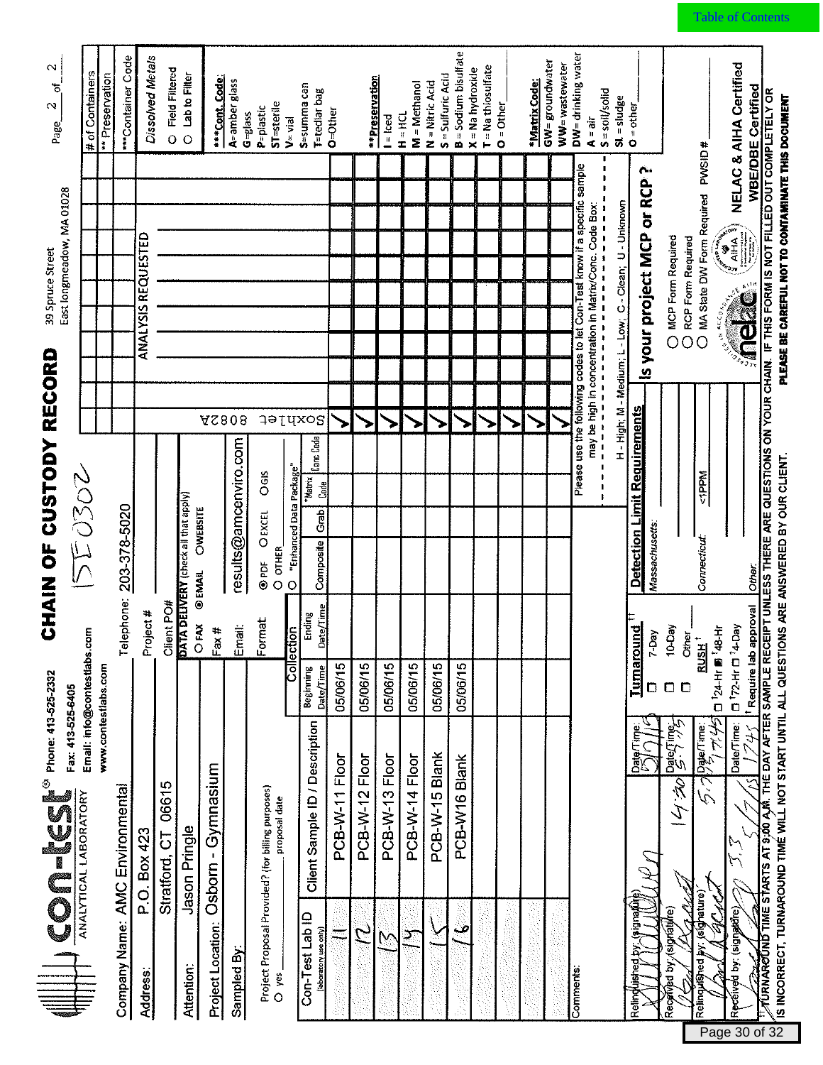Table of Contents

# CHAIN OF CUSTODY RECORD

**con-test®** ANALYTICAL LABORATORY

Phone: 413-525-2332
Fax: 413-525-6405
Email: info@contestlabs.com
www.contestlabs.com

39 Spruce Street
East longmeadow, MA 01028

Page 2 of 2

15E0302

Company Name: AMC Environmental
Telephone: 203-378-5020
Address: P.O. Box 423, Stratford, CT 06615
Project #
Client PO#
Attention: Jason Pringle
Project Location: Osborn - Gymnasium
Sampled By:

DATA DELIVERY (check all that apply): ○ FAX ◉ EMAIL ○ WEBSITE
Fax #
Email: results@amcenviro.com
Format: ◉ PDF ○ EXCEL ○ GIS ○ OTHER
○ "Enhanced Data Package"

Project Proposal Provided? (for billing purposes) ○ yes ____ proposal date

ANALYSIS REQUESTED: 8082A Soxhlet

| Con-Test Lab ID (laboratory use only) | Client Sample ID / Description | Beginning Date/Time | Ending Date/Time | Composite | Grab | *Matrix Code | Conc Code | 8082A Soxhlet |
|---|---|---|---|---|---|---|---|---|
| 11 | PCB-W-11 Floor | 05/06/15 | | | | | | ✓ |
| 12 | PCB-W-12 Floor | 05/06/15 | | | | | | ✓ |
| 13 | PCB-W-13 Floor | 05/06/15 | | | | | | ✓ |
| 14 | PCB-W-14 Floor | 05/06/15 | | | | | | ✓ |
| 15 | PCB-W-15 Blank | 05/06/15 | | | | | | ✓ |
| 16 | PCB-W16 Blank | 05/06/15 | | | | | | ✓ |

# of Containers
** Preservation
***Container Code

*Dissolved Metals*
○ Field Filtered
○ Lab to Filter

***Cont. Code:
A=amber glass
G=glass
P=plastic
ST=sterile
V= vial
S=summa can
T=tedlar bag
O=Other

**Preservation
I = Iced
H = HCL
M = Methanol
N = Nitric Acid
S = Sulfuric Acid
B = Sodium bisulfate
X = Na hydroxide
T = Na thiosulfate
O = Other

*Matrix Code:
GW= groundwater
WW= wastewater
DW= drinking water
A = air
S = soil/solid
SL = sludge
O = other

Comments:

Please use the following codes to let Con-Test know if a specific sample may be high in concentration in Matrix/Conc. Code Box:
H - High; M - Medium; L - Low; C - Clean; U - Unknown

| Relinquished by: (signature) | Date/Time: |
|---|---|
| [signature] | 5/7/15 |
| Received by: (signature) [signature] | Date/Time: 14:30 5-7-15 |
| Relinquished by: (signature) [signature] | Date/Time: 5.7 7:45 |
| Received by: (signature) [signature] 5.7 | Date/Time: 5/7/15 1745 |

**Turnaround** ††
☐ 7-Day
☐ 10-Day
☐ Other
RUSH †
☐ †24-Hr ■ †48-Hr
☐ †72-Hr ☐ †4-Day
† Require lab approval

**Detection Limit Requirements**
Massachusetts:
Connecticut: <1PPM
Other:

**Is your project MCP or RCP ?**
○ MCP Form Required
○ RCP Form Required
○ MA State DW Form Required PWSID #

NELAC & AIHA Certified
WBE/DBE Certified

† TURNAROUND TIME STARTS AT 9:00 A.M. THE DAY AFTER SAMPLE RECEIPT UNLESS THERE ARE QUESTIONS ON YOUR CHAIN. IF THIS FORM IS NOT FILLED OUT COMPLETELY OR IS INCORRECT, TURNAROUND TIME WILL NOT START UNTIL ALL QUESTIONS ARE ANSWERED BY OUR CLIENT.

**PLEASE BE CAREFUL NOT TO CONTAMINATE THIS DOCUMENT**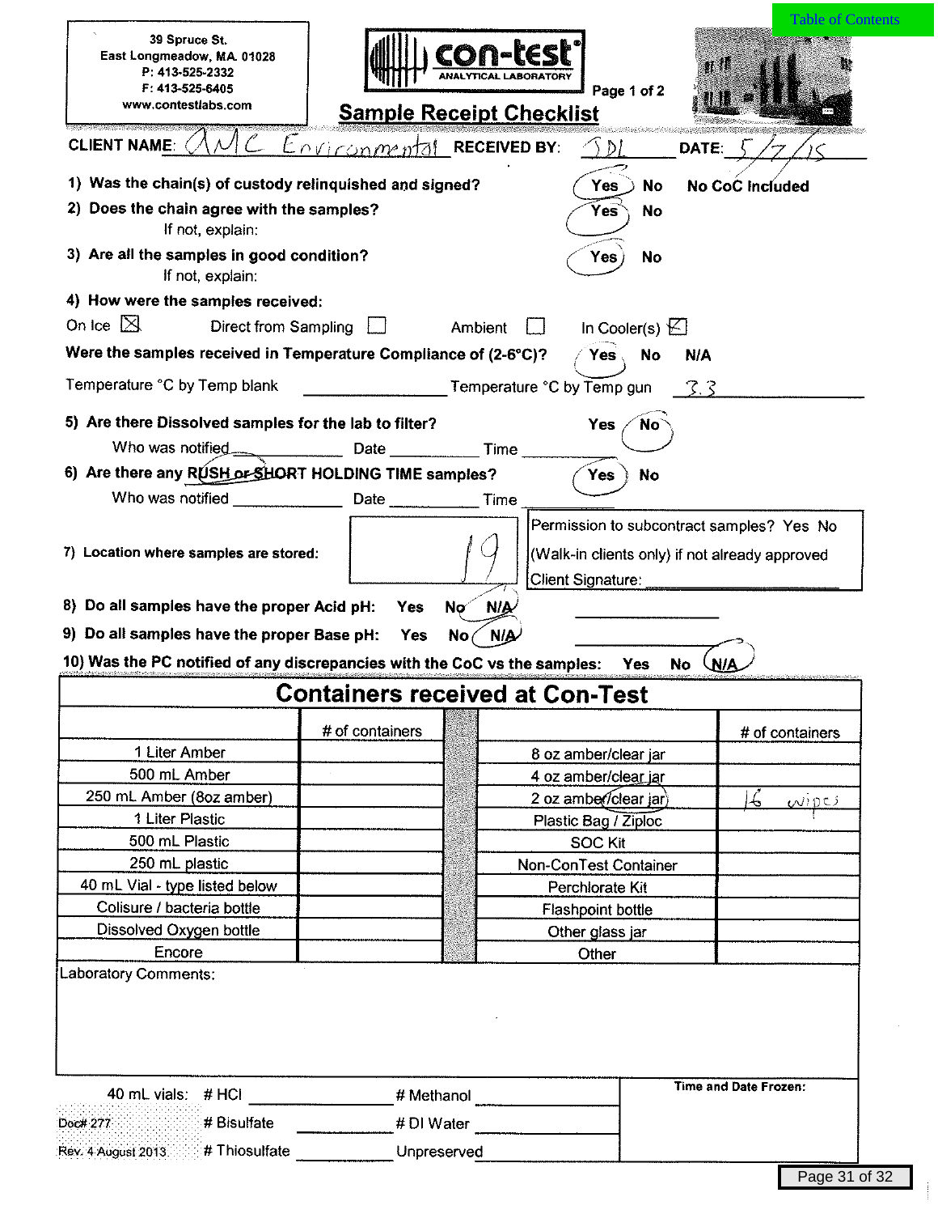39 Spruce St.
East Longmeadow, MA 01028
P: 413-525-2332
F: 413-525-6405
www.contestlabs.com

con-test ANALYTICAL LABORATORY

Page 1 of 2

# Sample Receipt Checklist

**CLIENT NAME:** AMC Environmental **RECEIVED BY:** JDL **DATE:** 5/7/15

1) **Was the chain(s) of custody relinquished and signed?** (Yes) No No CoC Included

2) **Does the chain agree with the samples?** (Yes) No
If not, explain:

3) **Are all the samples in good condition?** (Yes) No
If not, explain:

4) **How were the samples received:**

On Ice ☒ Direct from Sampling ☐ Ambient ☐ In Cooler(s) ☒

**Were the samples received in Temperature Compliance of (2-6°C)?** (Yes) No N/A

Temperature °C by Temp blank ________ Temperature °C by Temp gun 3.3

5) **Are there Dissolved samples for the lab to filter?** Yes (No)
Who was notified ________ Date ________ Time ________

6) **Are there any RUSH or SHORT HOLDING TIME samples?** (Yes) No
Who was notified ________ Date ________ Time ________

7) **Location where samples are stored:** 19

Permission to subcontract samples? Yes No
(Walk-in clients only) if not already approved
Client Signature: ________

8) **Do all samples have the proper Acid pH:** Yes No (N/A)

9) **Do all samples have the proper Base pH:** Yes No (N/A)

10) **Was the PC notified of any discrepancies with the CoC vs the samples:** Yes No (N/A)

## Containers received at Con-Test

| | # of containers | | # of containers |
|---|---|---|---|
| 1 Liter Amber | | 8 oz amber/clear jar | |
| 500 mL Amber | | 4 oz amber/clear jar | |
| 250 mL Amber (8oz amber) | | 2 oz amber/clear jar | 16 wipes |
| 1 Liter Plastic | | Plastic Bag / Ziploc | |
| 500 mL Plastic | | SOC Kit | |
| 250 mL plastic | | Non-ConTest Container | |
| 40 mL Vial - type listed below | | Perchlorate Kit | |
| Colisure / bacteria bottle | | Flashpoint bottle | |
| Dissolved Oxygen bottle | | Other glass jar | |
| Encore | | Other | |

Laboratory Comments:

40 mL vials: # HCl ________ # Methanol ________
# Bisulfate ________ # DI Water ________
# Thiosulfate ________ Unpreserved ________

**Time and Date Frozen:**

Doc# 277
Rev. 4 August 2013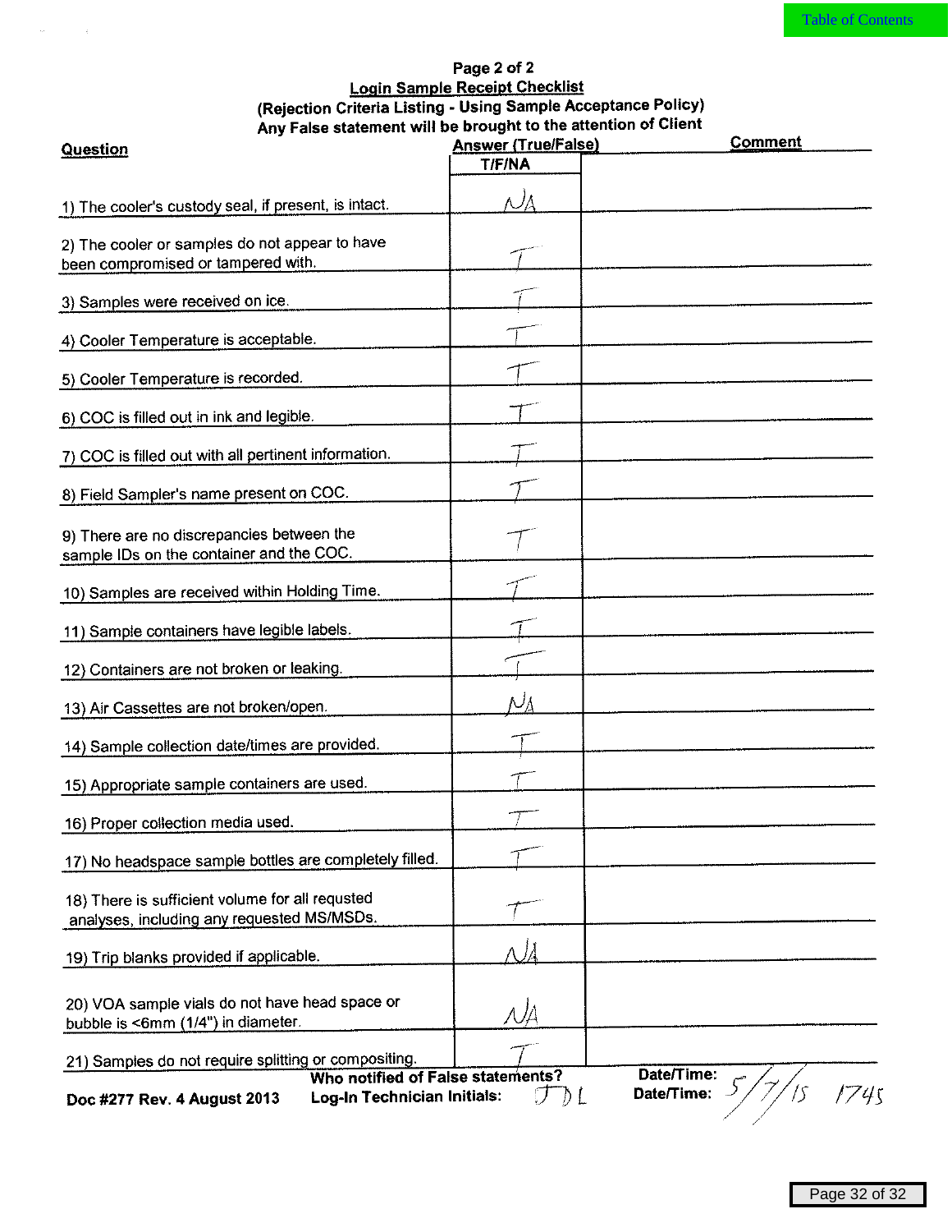Page 2 of 2

## Login Sample Receipt Checklist

**(Rejection Criteria Listing - Using Sample Acceptance Policy)**

**Any False statement will be brought to the attention of Client**

| Question | Answer (True/False) T/F/NA | Comment |
|---|---|---|
| 1) The cooler's custody seal, if present, is intact. | NA | |
| 2) The cooler or samples do not appear to have been compromised or tampered with. | T | |
| 3) Samples were received on ice. | T | |
| 4) Cooler Temperature is acceptable. | T | |
| 5) Cooler Temperature is recorded. | T | |
| 6) COC is filled out in ink and legible. | T | |
| 7) COC is filled out with all pertinent information. | T | |
| 8) Field Sampler's name present on COC. | T | |
| 9) There are no discrepancies between the sample IDs on the container and the COC. | T | |
| 10) Samples are received within Holding Time. | T | |
| 11) Sample containers have legible labels. | T | |
| 12) Containers are not broken or leaking. | T | |
| 13) Air Cassettes are not broken/open. | NA | |
| 14) Sample collection date/times are provided. | T | |
| 15) Appropriate sample containers are used. | T | |
| 16) Proper collection media used. | T | |
| 17) No headspace sample bottles are completely filled. | T | |
| 18) There is sufficient volume for all requsted analyses, including any requested MS/MSDs. | T | |
| 19) Trip blanks provided if applicable. | NA | |
| 20) VOA sample vials do not have head space or bubble is <6mm (1/4") in diameter. | NA | |
| 21) Samples do not require splitting or compositing. | T | |

**Who notified of False statements?** **Date/Time:**

**Doc #277 Rev. 4 August 2013** **Log-In Technician Initials:** JDL **Date/Time:** 5/7/15 1745